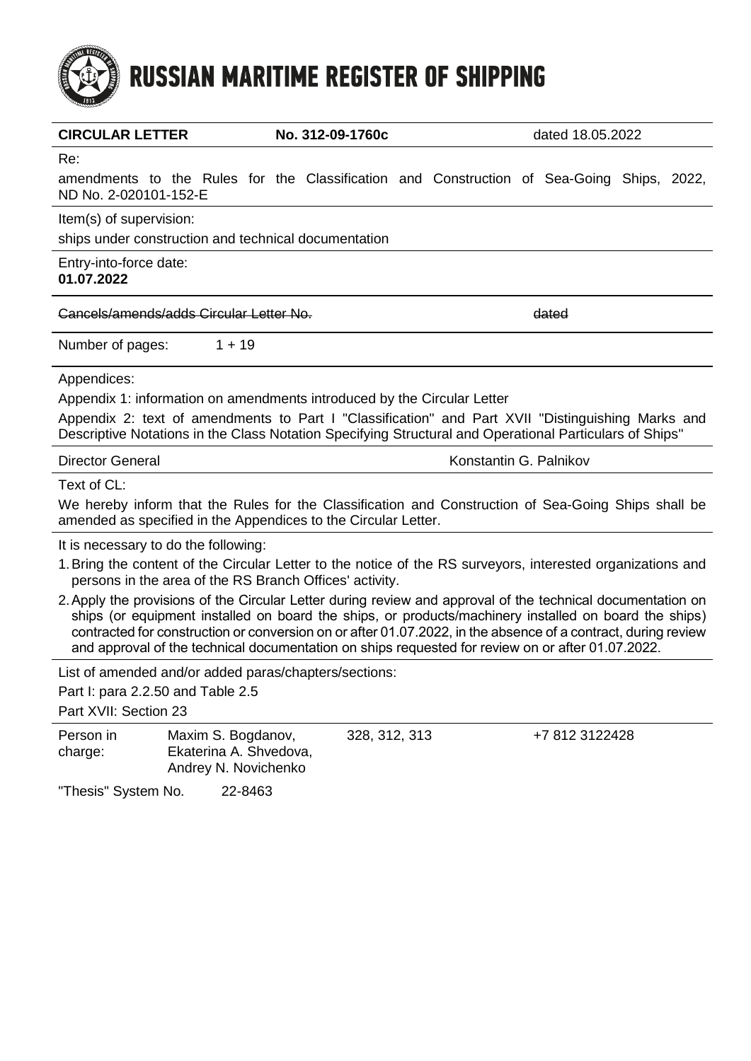# RUSSIAN MARITIME REGISTER OF SHIPPING

**CIRCULAR LETTER** **No. 312-09-1760c** dated 18.05.2022

Re:

amendments to the Rules for the Classification and Construction of Sea-Going Ships, 2022, ND No. 2-020101-152-E

Item(s) of supervision:

ships under construction and technical documentation

Entry-into-force date:

**01.07.2022**

~~Cancels/amends/adds Circular Letter No.~~ ~~dated~~

Number of pages: 1 + 19

Appendices:

Appendix 1: information on amendments introduced by the Circular Letter

Appendix 2: text of amendments to Part I "Classification" and Part XVII "Distinguishing Marks and Descriptive Notations in the Class Notation Specifying Structural and Operational Particulars of Ships"

Director General Konstantin G. Palnikov

Text of CL:

We hereby inform that the Rules for the Classification and Construction of Sea-Going Ships shall be amended as specified in the Appendices to the Circular Letter.

It is necessary to do the following:

1. Bring the content of the Circular Letter to the notice of the RS surveyors, interested organizations and persons in the area of the RS Branch Offices' activity.
2. Apply the provisions of the Circular Letter during review and approval of the technical documentation on ships (or equipment installed on board the ships, or products/machinery installed on board the ships) contracted for construction or conversion on or after 01.07.2022, in the absence of a contract, during review and approval of the technical documentation on ships requested for review on or after 01.07.2022.

List of amended and/or added paras/chapters/sections:

Part I: para 2.2.50 and Table 2.5

Part XVII: Section 23

| Person in charge: | Maxim S. Bogdanov, Ekaterina A. Shvedova, Andrey N. Novichenko | 328, 312, 313 | +7 812 3122428 |
|---|---|---|---|

"Thesis" System No. 22-8463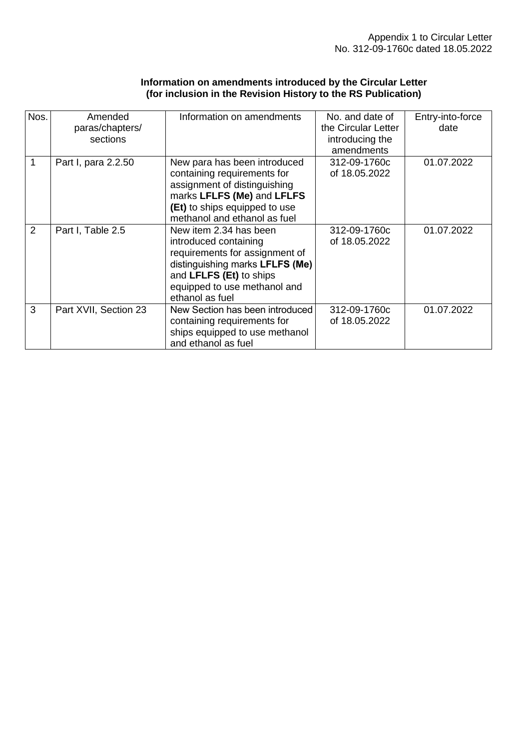Appendix 1 to Circular Letter
No. 312-09-1760c dated 18.05.2022

**Information on amendments introduced by the Circular Letter**
**(for inclusion in the Revision History to the RS Publication)**

| Nos. | Amended paras/chapters/ sections | Information on amendments | No. and date of the Circular Letter introducing the amendments | Entry-into-force date |
|---|---|---|---|---|
| 1 | Part I, para 2.2.50 | New para has been introduced containing requirements for assignment of distinguishing marks **LFLFS (Me)** and **LFLFS (Et)** to ships equipped to use methanol and ethanol as fuel | 312-09-1760c of 18.05.2022 | 01.07.2022 |
| 2 | Part I, Table 2.5 | New item 2.34 has been introduced containing requirements for assignment of distinguishing marks **LFLFS (Me)** and **LFLFS (Et)** to ships equipped to use methanol and ethanol as fuel | 312-09-1760c of 18.05.2022 | 01.07.2022 |
| 3 | Part XVII, Section 23 | New Section has been introduced containing requirements for ships equipped to use methanol and ethanol as fuel | 312-09-1760c of 18.05.2022 | 01.07.2022 |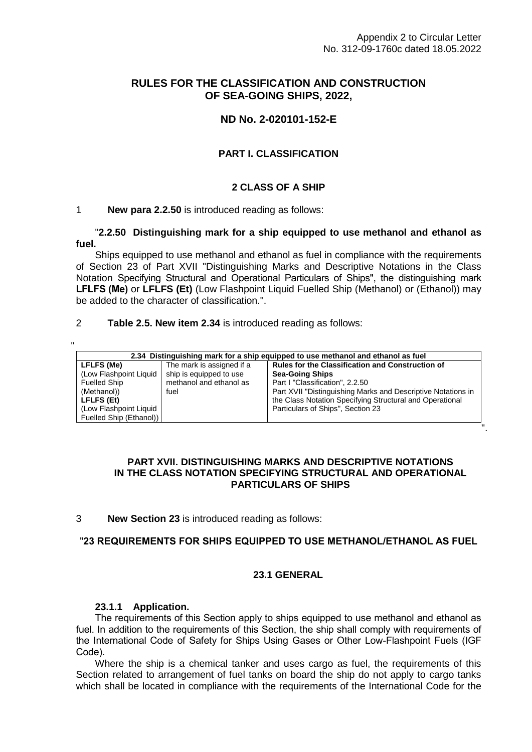Appendix 2 to Circular Letter No. 312-09-1760c dated 18.05.2022

# RULES FOR THE CLASSIFICATION AND CONSTRUCTION OF SEA-GOING SHIPS, 2022,

## ND No. 2-020101-152-E

## PART I. CLASSIFICATION

### 2 CLASS OF A SHIP

1 **New para 2.2.50** is introduced reading as follows:

"**2.2.50 Distinguishing mark for a ship equipped to use methanol and ethanol as fuel.**

Ships equipped to use methanol and ethanol as fuel in compliance with the requirements of Section 23 of Part XVII "Distinguishing Marks and Descriptive Notations in the Class Notation Specifying Structural and Operational Particulars of Ships", the distinguishing mark **LFLFS (Me)** or **LFLFS (Et)** (Low Flashpoint Liquid Fuelled Ship (Methanol) or (Ethanol)) may be added to the character of classification.".

2 **Table 2.5. New item 2.34** is introduced reading as follows:

"

| **2.34 Distinguishing mark for a ship equipped to use methanol and ethanol as fuel** | | |
|---|---|---|
| **LFLFS (Me)** (Low Flashpoint Liquid Fuelled Ship (Methanol)) **LFLFS (Et)** (Low Flashpoint Liquid Fuelled Ship (Ethanol)) | The mark is assigned if a ship is equipped to use methanol and ethanol as fuel | **Rules for the Classification and Construction of Sea-Going Ships** Part I "Classification", 2.2.50 Part XVII "Distinguishing Marks and Descriptive Notations in the Class Notation Specifying Structural and Operational Particulars of Ships", Section 23 |

".

## PART XVII. DISTINGUISHING MARKS AND DESCRIPTIVE NOTATIONS IN THE CLASS NOTATION SPECIFYING STRUCTURAL AND OPERATIONAL PARTICULARS OF SHIPS

3 **New Section 23** is introduced reading as follows:

### "23 REQUIREMENTS FOR SHIPS EQUIPPED TO USE METHANOL/ETHANOL AS FUEL

#### 23.1 GENERAL

**23.1.1 Application.**

The requirements of this Section apply to ships equipped to use methanol and ethanol as fuel. In addition to the requirements of this Section, the ship shall comply with requirements of the International Code of Safety for Ships Using Gases or Other Low-Flashpoint Fuels (IGF Code).

Where the ship is a chemical tanker and uses cargo as fuel, the requirements of this Section related to arrangement of fuel tanks on board the ship do not apply to cargo tanks which shall be located in compliance with the requirements of the International Code for the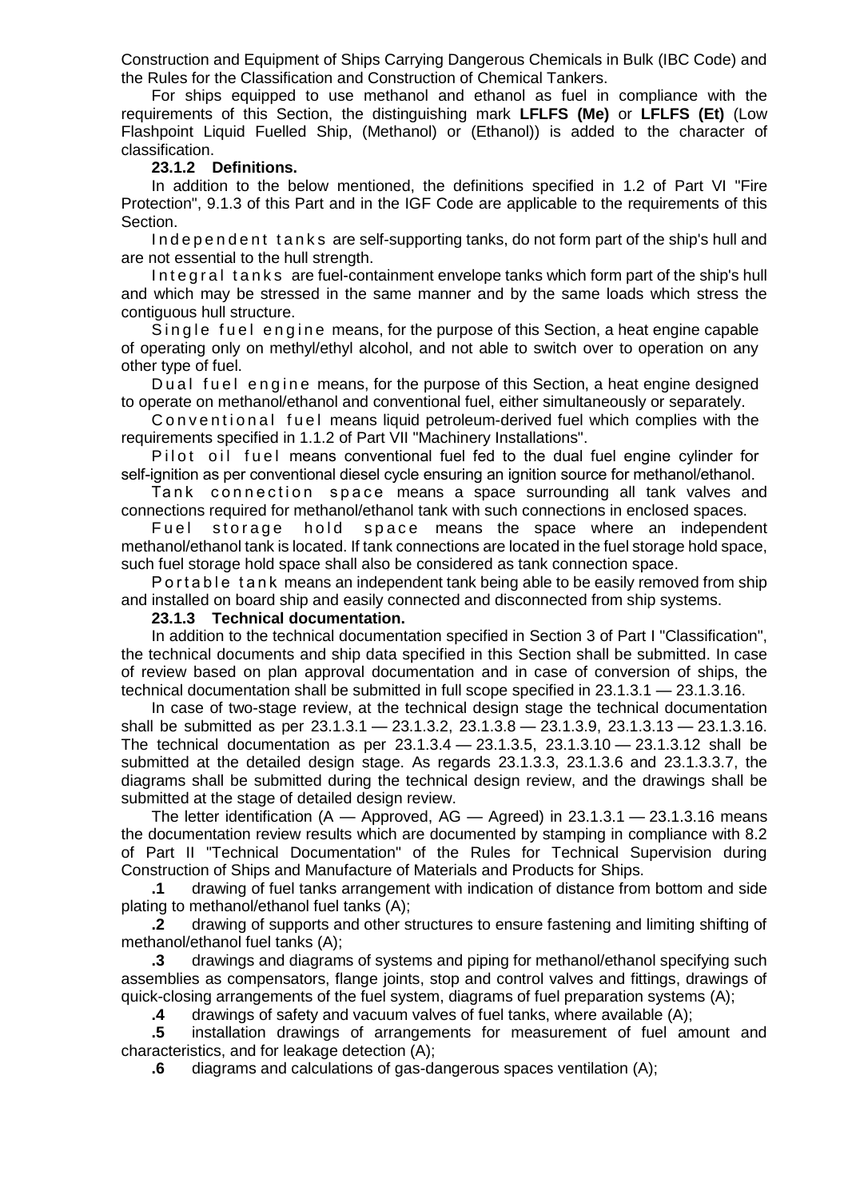Construction and Equipment of Ships Carrying Dangerous Chemicals in Bulk (IBC Code) and the Rules for the Classification and Construction of Chemical Tankers.

For ships equipped to use methanol and ethanol as fuel in compliance with the requirements of this Section, the distinguishing mark **LFLFS (Me)** or **LFLFS (Et)** (Low Flashpoint Liquid Fuelled Ship, (Methanol) or (Ethanol)) is added to the character of classification.

**23.1.2 Definitions.**

In addition to the below mentioned, the definitions specified in 1.2 of Part VI "Fire Protection", 9.1.3 of this Part and in the IGF Code are applicable to the requirements of this Section.

Independent tanks are self-supporting tanks, do not form part of the ship's hull and are not essential to the hull strength.

Integral tanks are fuel-containment envelope tanks which form part of the ship's hull and which may be stressed in the same manner and by the same loads which stress the contiguous hull structure.

Single fuel engine means, for the purpose of this Section, a heat engine capable of operating only on methyl/ethyl alcohol, and not able to switch over to operation on any other type of fuel.

Dual fuel engine means, for the purpose of this Section, a heat engine designed to operate on methanol/ethanol and conventional fuel, either simultaneously or separately.

Conventional fuel means liquid petroleum-derived fuel which complies with the requirements specified in 1.1.2 of Part VII "Machinery Installations".

Pilot oil fuel means conventional fuel fed to the dual fuel engine cylinder for self-ignition as per conventional diesel cycle ensuring an ignition source for methanol/ethanol.

Tank connection space means a space surrounding all tank valves and connections required for methanol/ethanol tank with such connections in enclosed spaces.

Fuel storage hold space means the space where an independent methanol/ethanol tank is located. If tank connections are located in the fuel storage hold space, such fuel storage hold space shall also be considered as tank connection space.

Portable tank means an independent tank being able to be easily removed from ship and installed on board ship and easily connected and disconnected from ship systems.

**23.1.3 Technical documentation.**

In addition to the technical documentation specified in Section 3 of Part I "Classification", the technical documents and ship data specified in this Section shall be submitted. In case of review based on plan approval documentation and in case of conversion of ships, the technical documentation shall be submitted in full scope specified in 23.1.3.1 — 23.1.3.16.

In case of two-stage review, at the technical design stage the technical documentation shall be submitted as per 23.1.3.1 — 23.1.3.2, 23.1.3.8 — 23.1.3.9, 23.1.3.13 — 23.1.3.16. The technical documentation as per 23.1.3.4 — 23.1.3.5, 23.1.3.10 — 23.1.3.12 shall be submitted at the detailed design stage. As regards 23.1.3.3, 23.1.3.6 and 23.1.3.3.7, the diagrams shall be submitted during the technical design review, and the drawings shall be submitted at the stage of detailed design review.

The letter identification (A — Approved, AG — Agreed) in 23.1.3.1 — 23.1.3.16 means the documentation review results which are documented by stamping in compliance with 8.2 of Part II "Technical Documentation" of the Rules for Technical Supervision during Construction of Ships and Manufacture of Materials and Products for Ships.

**.1** drawing of fuel tanks arrangement with indication of distance from bottom and side plating to methanol/ethanol fuel tanks (A);

**.2** drawing of supports and other structures to ensure fastening and limiting shifting of methanol/ethanol fuel tanks (A);

**.3** drawings and diagrams of systems and piping for methanol/ethanol specifying such assemblies as compensators, flange joints, stop and control valves and fittings, drawings of quick-closing arrangements of the fuel system, diagrams of fuel preparation systems (A);

**.4** drawings of safety and vacuum valves of fuel tanks, where available (A);

**.5** installation drawings of arrangements for measurement of fuel amount and characteristics, and for leakage detection (A);

**.6** diagrams and calculations of gas-dangerous spaces ventilation (A);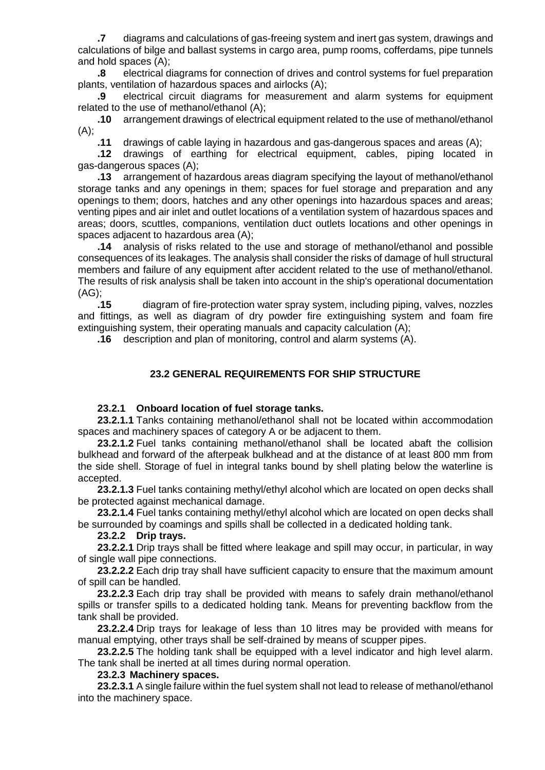**.7** diagrams and calculations of gas-freeing system and inert gas system, drawings and calculations of bilge and ballast systems in cargo area, pump rooms, cofferdams, pipe tunnels and hold spaces (A);

**.8** electrical diagrams for connection of drives and control systems for fuel preparation plants, ventilation of hazardous spaces and airlocks (A);

**.9** electrical circuit diagrams for measurement and alarm systems for equipment related to the use of methanol/ethanol (A);

**.10** arrangement drawings of electrical equipment related to the use of methanol/ethanol (A);

**.11** drawings of cable laying in hazardous and gas-dangerous spaces and areas (A);

**.12** drawings of earthing for electrical equipment, cables, piping located in gas-dangerous spaces (A);

**.13** arrangement of hazardous areas diagram specifying the layout of methanol/ethanol storage tanks and any openings in them; spaces for fuel storage and preparation and any openings to them; doors, hatches and any other openings into hazardous spaces and areas; venting pipes and air inlet and outlet locations of a ventilation system of hazardous spaces and areas; doors, scuttles, companions, ventilation duct outlets locations and other openings in spaces adjacent to hazardous area (A);

**.14** analysis of risks related to the use and storage of methanol/ethanol and possible consequences of its leakages. The analysis shall consider the risks of damage of hull structural members and failure of any equipment after accident related to the use of methanol/ethanol. The results of risk analysis shall be taken into account in the ship's operational documentation (AG);

**.15** diagram of fire-protection water spray system, including piping, valves, nozzles and fittings, as well as diagram of dry powder fire extinguishing system and foam fire extinguishing system, their operating manuals and capacity calculation (A);

**.16** description and plan of monitoring, control and alarm systems (A).

## 23.2 GENERAL REQUIREMENTS FOR SHIP STRUCTURE

**23.2.1 Onboard location of fuel storage tanks.**

**23.2.1.1** Tanks containing methanol/ethanol shall not be located within accommodation spaces and machinery spaces of category A or be adjacent to them.

**23.2.1.2** Fuel tanks containing methanol/ethanol shall be located abaft the collision bulkhead and forward of the afterpeak bulkhead and at the distance of at least 800 mm from the side shell. Storage of fuel in integral tanks bound by shell plating below the waterline is accepted.

**23.2.1.3** Fuel tanks containing methyl/ethyl alcohol which are located on open decks shall be protected against mechanical damage.

**23.2.1.4** Fuel tanks containing methyl/ethyl alcohol which are located on open decks shall be surrounded by coamings and spills shall be collected in a dedicated holding tank.

**23.2.2 Drip trays.**

**23.2.2.1** Drip trays shall be fitted where leakage and spill may occur, in particular, in way of single wall pipe connections.

**23.2.2.2** Each drip tray shall have sufficient capacity to ensure that the maximum amount of spill can be handled.

**23.2.2.3** Each drip tray shall be provided with means to safely drain methanol/ethanol spills or transfer spills to a dedicated holding tank. Means for preventing backflow from the tank shall be provided.

**23.2.2.4** Drip trays for leakage of less than 10 litres may be provided with means for manual emptying, other trays shall be self-drained by means of scupper pipes.

**23.2.2.5** The holding tank shall be equipped with a level indicator and high level alarm. The tank shall be inerted at all times during normal operation.

**23.2.3 Machinery spaces.**

**23.2.3.1** A single failure within the fuel system shall not lead to release of methanol/ethanol into the machinery space.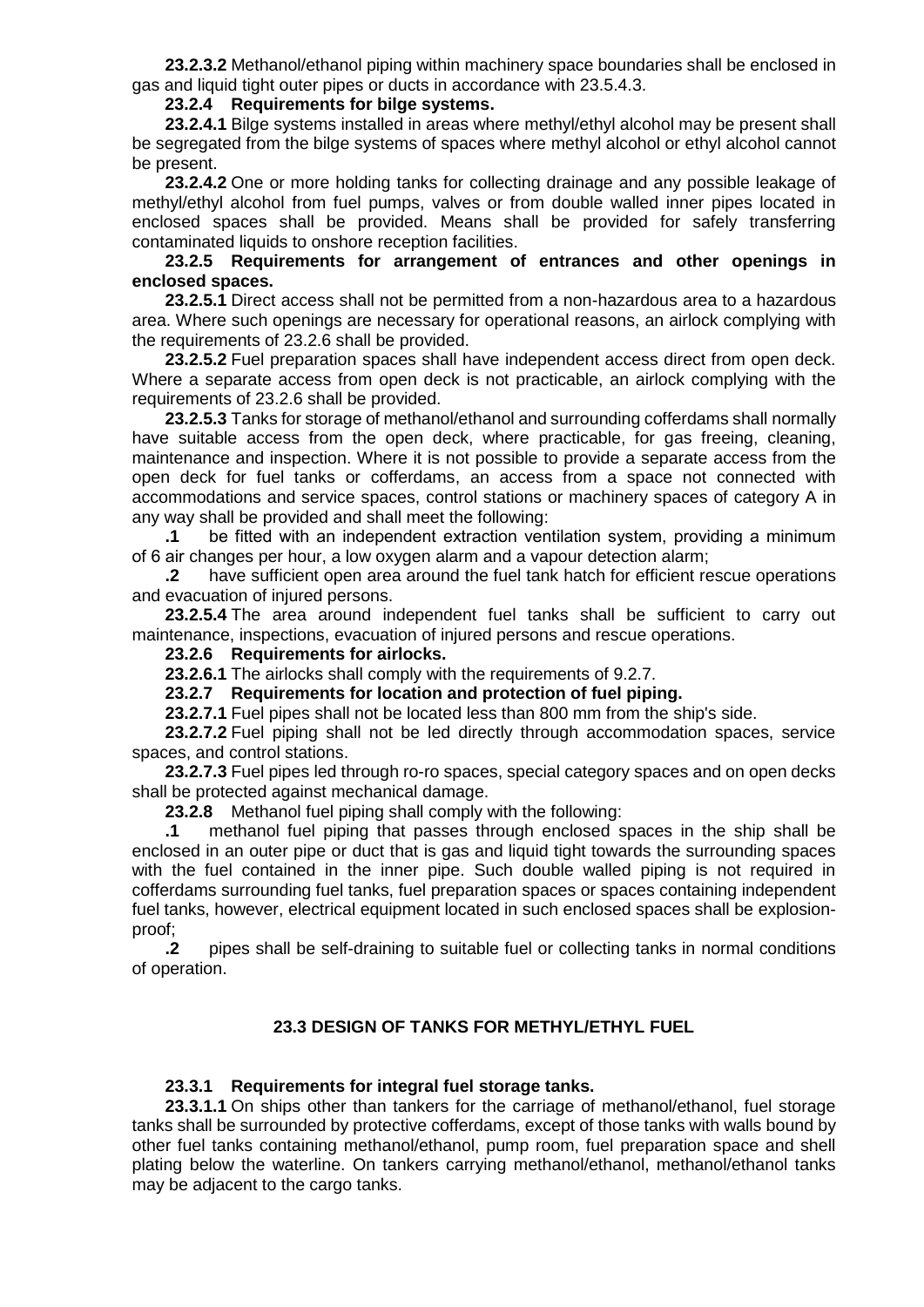**23.2.3.2** Methanol/ethanol piping within machinery space boundaries shall be enclosed in gas and liquid tight outer pipes or ducts in accordance with 23.5.4.3.

**23.2.4 Requirements for bilge systems.**

**23.2.4.1** Bilge systems installed in areas where methyl/ethyl alcohol may be present shall be segregated from the bilge systems of spaces where methyl alcohol or ethyl alcohol cannot be present.

**23.2.4.2** One or more holding tanks for collecting drainage and any possible leakage of methyl/ethyl alcohol from fuel pumps, valves or from double walled inner pipes located in enclosed spaces shall be provided. Means shall be provided for safely transferring contaminated liquids to onshore reception facilities.

**23.2.5 Requirements for arrangement of entrances and other openings in enclosed spaces.**

**23.2.5.1** Direct access shall not be permitted from a non-hazardous area to a hazardous area. Where such openings are necessary for operational reasons, an airlock complying with the requirements of 23.2.6 shall be provided.

**23.2.5.2** Fuel preparation spaces shall have independent access direct from open deck. Where a separate access from open deck is not practicable, an airlock complying with the requirements of 23.2.6 shall be provided.

**23.2.5.3** Tanks for storage of methanol/ethanol and surrounding cofferdams shall normally have suitable access from the open deck, where practicable, for gas freeing, cleaning, maintenance and inspection. Where it is not possible to provide a separate access from the open deck for fuel tanks or cofferdams, an access from a space not connected with accommodations and service spaces, control stations or machinery spaces of category A in any way shall be provided and shall meet the following:

**.1** be fitted with an independent extraction ventilation system, providing a minimum of 6 air changes per hour, a low oxygen alarm and a vapour detection alarm;

**.2** have sufficient open area around the fuel tank hatch for efficient rescue operations and evacuation of injured persons.

**23.2.5.4** The area around independent fuel tanks shall be sufficient to carry out maintenance, inspections, evacuation of injured persons and rescue operations.

**23.2.6 Requirements for airlocks.**

**23.2.6.1** The airlocks shall comply with the requirements of 9.2.7.

**23.2.7 Requirements for location and protection of fuel piping.**

**23.2.7.1** Fuel pipes shall not be located less than 800 mm from the ship's side.

**23.2.7.2** Fuel piping shall not be led directly through accommodation spaces, service spaces, and control stations.

**23.2.7.3** Fuel pipes led through ro-ro spaces, special category spaces and on open decks shall be protected against mechanical damage.

**23.2.8** Methanol fuel piping shall comply with the following:

**.1** methanol fuel piping that passes through enclosed spaces in the ship shall be enclosed in an outer pipe or duct that is gas and liquid tight towards the surrounding spaces with the fuel contained in the inner pipe. Such double walled piping is not required in cofferdams surrounding fuel tanks, fuel preparation spaces or spaces containing independent fuel tanks, however, electrical equipment located in such enclosed spaces shall be explosion-proof;

**.2** pipes shall be self-draining to suitable fuel or collecting tanks in normal conditions of operation.

## 23.3 DESIGN OF TANKS FOR METHYL/ETHYL FUEL

**23.3.1 Requirements for integral fuel storage tanks.**

**23.3.1.1** On ships other than tankers for the carriage of methanol/ethanol, fuel storage tanks shall be surrounded by protective cofferdams, except of those tanks with walls bound by other fuel tanks containing methanol/ethanol, pump room, fuel preparation space and shell plating below the waterline. On tankers carrying methanol/ethanol, methanol/ethanol tanks may be adjacent to the cargo tanks.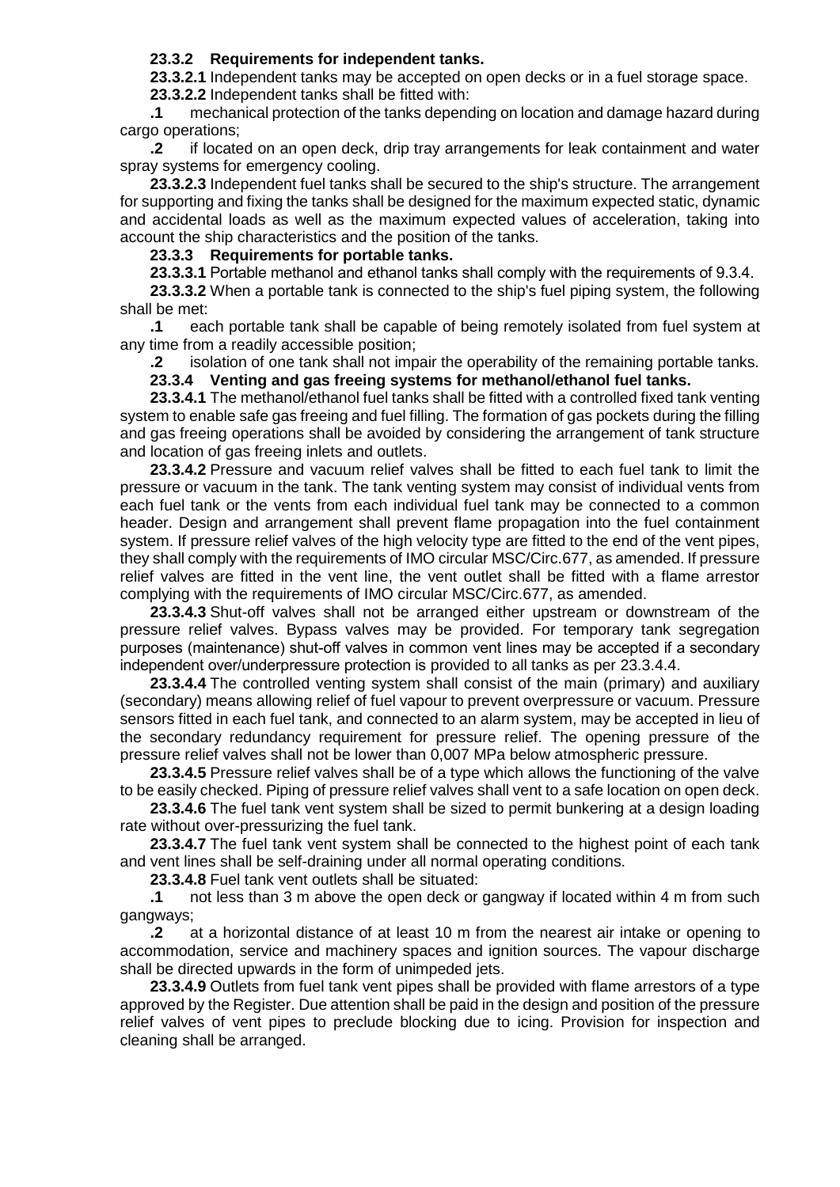**23.3.2 Requirements for independent tanks.**

**23.3.2.1** Independent tanks may be accepted on open decks or in a fuel storage space.

**23.3.2.2** Independent tanks shall be fitted with:

**.1** mechanical protection of the tanks depending on location and damage hazard during cargo operations;

**.2** if located on an open deck, drip tray arrangements for leak containment and water spray systems for emergency cooling.

**23.3.2.3** Independent fuel tanks shall be secured to the ship's structure. The arrangement for supporting and fixing the tanks shall be designed for the maximum expected static, dynamic and accidental loads as well as the maximum expected values of acceleration, taking into account the ship characteristics and the position of the tanks.

**23.3.3 Requirements for portable tanks.**

**23.3.3.1** Portable methanol and ethanol tanks shall comply with the requirements of 9.3.4.

**23.3.3.2** When a portable tank is connected to the ship's fuel piping system, the following shall be met:

**.1** each portable tank shall be capable of being remotely isolated from fuel system at any time from a readily accessible position;

**.2** isolation of one tank shall not impair the operability of the remaining portable tanks.

**23.3.4 Venting and gas freeing systems for methanol/ethanol fuel tanks.**

**23.3.4.1** The methanol/ethanol fuel tanks shall be fitted with a controlled fixed tank venting system to enable safe gas freeing and fuel filling. The formation of gas pockets during the filling and gas freeing operations shall be avoided by considering the arrangement of tank structure and location of gas freeing inlets and outlets.

**23.3.4.2** Pressure and vacuum relief valves shall be fitted to each fuel tank to limit the pressure or vacuum in the tank. The tank venting system may consist of individual vents from each fuel tank or the vents from each individual fuel tank may be connected to a common header. Design and arrangement shall prevent flame propagation into the fuel containment system. If pressure relief valves of the high velocity type are fitted to the end of the vent pipes, they shall comply with the requirements of IMO circular MSC/Circ.677, as amended. If pressure relief valves are fitted in the vent line, the vent outlet shall be fitted with a flame arrestor complying with the requirements of IMO circular MSC/Circ.677, as amended.

**23.3.4.3** Shut-off valves shall not be arranged either upstream or downstream of the pressure relief valves. Bypass valves may be provided. For temporary tank segregation purposes (maintenance) shut-off valves in common vent lines may be accepted if a secondary independent over/underpressure protection is provided to all tanks as per 23.3.4.4.

**23.3.4.4** The controlled venting system shall consist of the main (primary) and auxiliary (secondary) means allowing relief of fuel vapour to prevent overpressure or vacuum. Pressure sensors fitted in each fuel tank, and connected to an alarm system, may be accepted in lieu of the secondary redundancy requirement for pressure relief. The opening pressure of the pressure relief valves shall not be lower than 0,007 MPa below atmospheric pressure.

**23.3.4.5** Pressure relief valves shall be of a type which allows the functioning of the valve to be easily checked. Piping of pressure relief valves shall vent to a safe location on open deck.

**23.3.4.6** The fuel tank vent system shall be sized to permit bunkering at a design loading rate without over-pressurizing the fuel tank.

**23.3.4.7** The fuel tank vent system shall be connected to the highest point of each tank and vent lines shall be self-draining under all normal operating conditions.

**23.3.4.8** Fuel tank vent outlets shall be situated:

**.1** not less than 3 m above the open deck or gangway if located within 4 m from such gangways;

**.2** at a horizontal distance of at least 10 m from the nearest air intake or opening to accommodation, service and machinery spaces and ignition sources. The vapour discharge shall be directed upwards in the form of unimpeded jets.

**23.3.4.9** Outlets from fuel tank vent pipes shall be provided with flame arrestors of a type approved by the Register. Due attention shall be paid in the design and position of the pressure relief valves of vent pipes to preclude blocking due to icing. Provision for inspection and cleaning shall be arranged.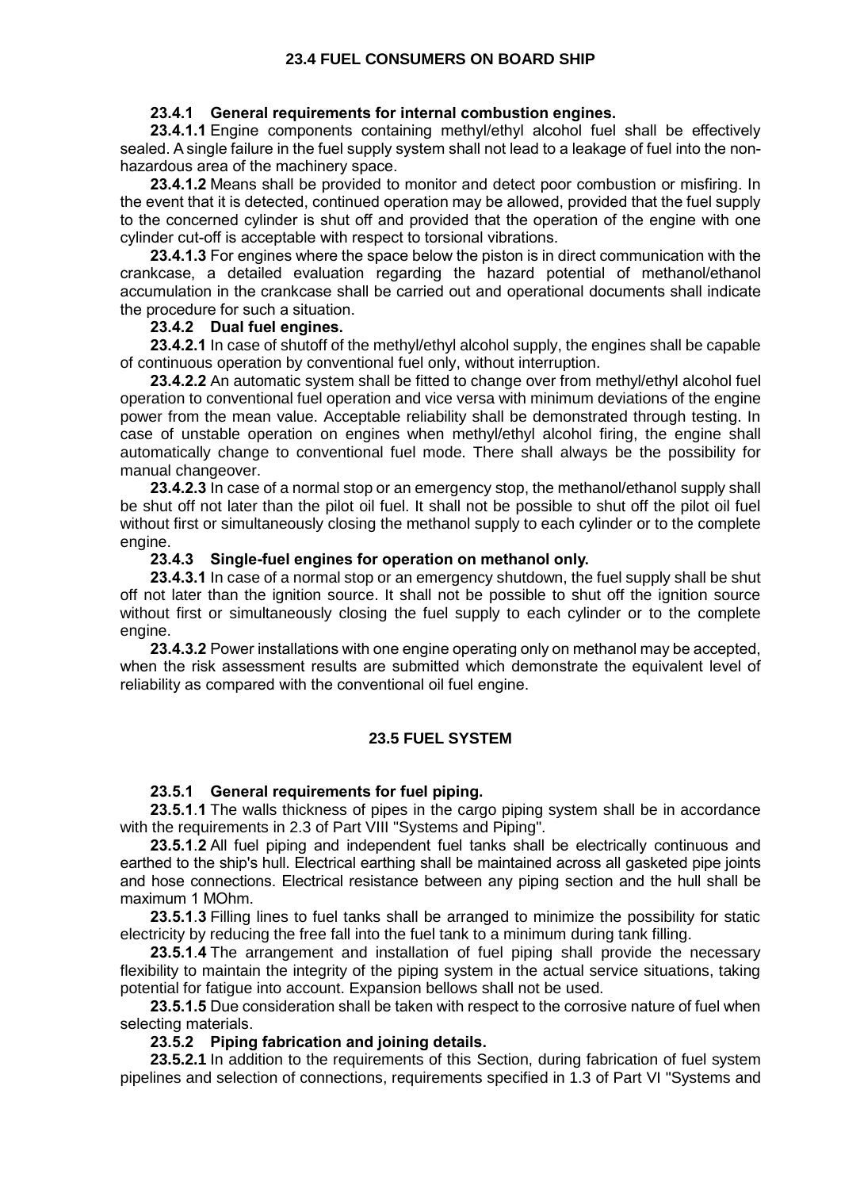## 23.4 FUEL CONSUMERS ON BOARD SHIP

**23.4.1 General requirements for internal combustion engines.**

**23.4.1.1** Engine components containing methyl/ethyl alcohol fuel shall be effectively sealed. A single failure in the fuel supply system shall not lead to a leakage of fuel into the non-hazardous area of the machinery space.

**23.4.1.2** Means shall be provided to monitor and detect poor combustion or misfiring. In the event that it is detected, continued operation may be allowed, provided that the fuel supply to the concerned cylinder is shut off and provided that the operation of the engine with one cylinder cut-off is acceptable with respect to torsional vibrations.

**23.4.1.3** For engines where the space below the piston is in direct communication with the crankcase, a detailed evaluation regarding the hazard potential of methanol/ethanol accumulation in the crankcase shall be carried out and operational documents shall indicate the procedure for such a situation.

**23.4.2 Dual fuel engines.**

**23.4.2.1** In case of shutoff of the methyl/ethyl alcohol supply, the engines shall be capable of continuous operation by conventional fuel only, without interruption.

**23.4.2.2** An automatic system shall be fitted to change over from methyl/ethyl alcohol fuel operation to conventional fuel operation and vice versa with minimum deviations of the engine power from the mean value. Acceptable reliability shall be demonstrated through testing. In case of unstable operation on engines when methyl/ethyl alcohol firing, the engine shall automatically change to conventional fuel mode. There shall always be the possibility for manual changeover.

**23.4.2.3** In case of a normal stop or an emergency stop, the methanol/ethanol supply shall be shut off not later than the pilot oil fuel. It shall not be possible to shut off the pilot oil fuel without first or simultaneously closing the methanol supply to each cylinder or to the complete engine.

**23.4.3 Single-fuel engines for operation on methanol only.**

**23.4.3.1** In case of a normal stop or an emergency shutdown, the fuel supply shall be shut off not later than the ignition source. It shall not be possible to shut off the ignition source without first or simultaneously closing the fuel supply to each cylinder or to the complete engine.

**23.4.3.2** Power installations with one engine operating only on methanol may be accepted, when the risk assessment results are submitted which demonstrate the equivalent level of reliability as compared with the conventional oil fuel engine.

## 23.5 FUEL SYSTEM

**23.5.1 General requirements for fuel piping.**

**23.5.1.1** The walls thickness of pipes in the cargo piping system shall be in accordance with the requirements in 2.3 of Part VIII "Systems and Piping".

**23.5.1.2** All fuel piping and independent fuel tanks shall be electrically continuous and earthed to the ship's hull. Electrical earthing shall be maintained across all gasketed pipe joints and hose connections. Electrical resistance between any piping section and the hull shall be maximum 1 MOhm.

**23.5.1.3** Filling lines to fuel tanks shall be arranged to minimize the possibility for static electricity by reducing the free fall into the fuel tank to a minimum during tank filling.

**23.5.1.4** The arrangement and installation of fuel piping shall provide the necessary flexibility to maintain the integrity of the piping system in the actual service situations, taking potential for fatigue into account. Expansion bellows shall not be used.

**23.5.1.5** Due consideration shall be taken with respect to the corrosive nature of fuel when selecting materials.

**23.5.2 Piping fabrication and joining details.**

**23.5.2.1** In addition to the requirements of this Section, during fabrication of fuel system pipelines and selection of connections, requirements specified in 1.3 of Part VI "Systems and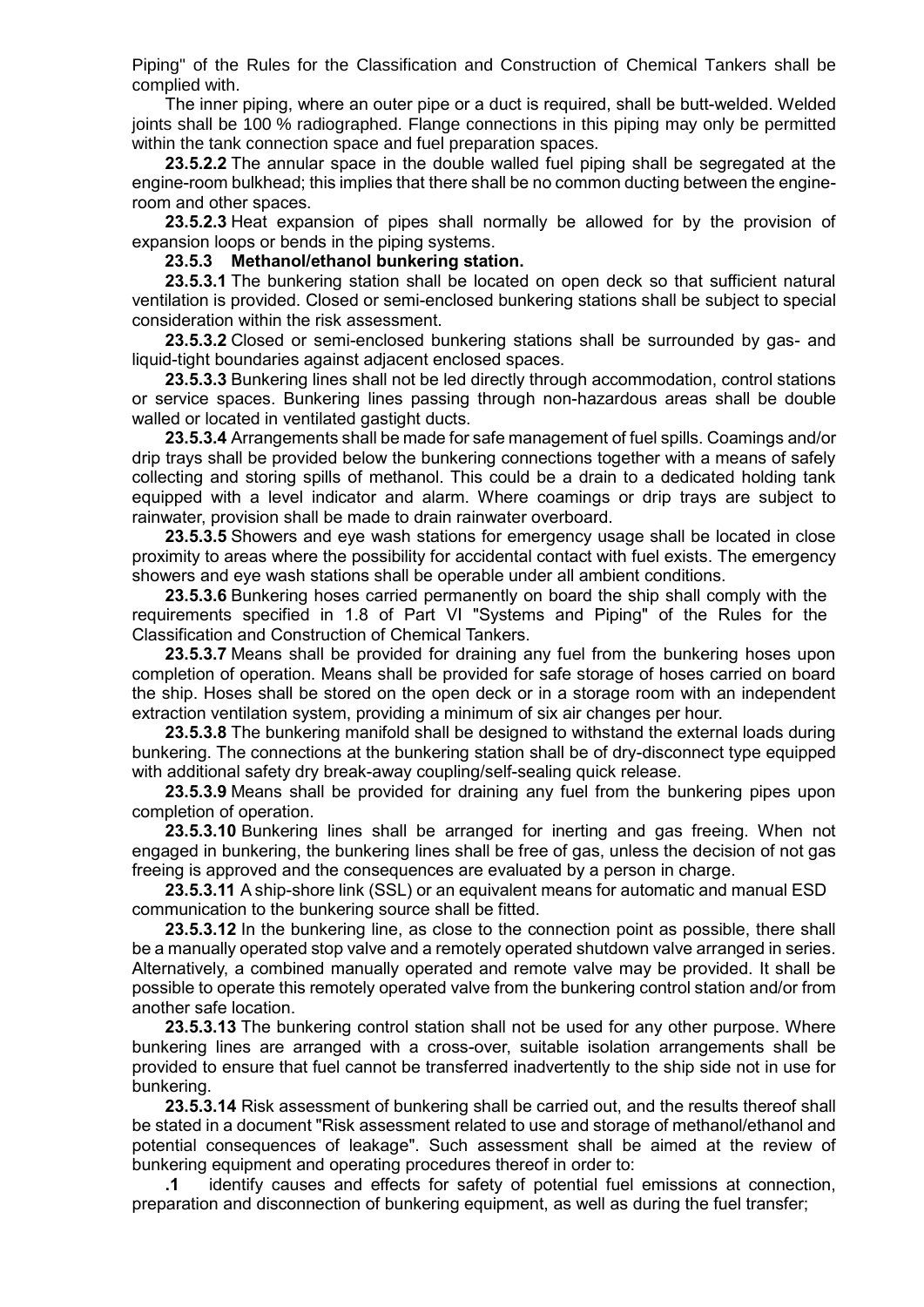Piping" of the Rules for the Classification and Construction of Chemical Tankers shall be complied with.

The inner piping, where an outer pipe or a duct is required, shall be butt-welded. Welded joints shall be 100 % radiographed. Flange connections in this piping may only be permitted within the tank connection space and fuel preparation spaces.

**23.5.2.2** The annular space in the double walled fuel piping shall be segregated at the engine-room bulkhead; this implies that there shall be no common ducting between the engine-room and other spaces.

**23.5.2.3** Heat expansion of pipes shall normally be allowed for by the provision of expansion loops or bends in the piping systems.

**23.5.3 Methanol/ethanol bunkering station.**

**23.5.3.1** The bunkering station shall be located on open deck so that sufficient natural ventilation is provided. Closed or semi-enclosed bunkering stations shall be subject to special consideration within the risk assessment.

**23.5.3.2** Closed or semi-enclosed bunkering stations shall be surrounded by gas- and liquid-tight boundaries against adjacent enclosed spaces.

**23.5.3.3** Bunkering lines shall not be led directly through accommodation, control stations or service spaces. Bunkering lines passing through non-hazardous areas shall be double walled or located in ventilated gastight ducts.

**23.5.3.4** Arrangements shall be made for safe management of fuel spills. Coamings and/or drip trays shall be provided below the bunkering connections together with a means of safely collecting and storing spills of methanol. This could be a drain to a dedicated holding tank equipped with a level indicator and alarm. Where coamings or drip trays are subject to rainwater, provision shall be made to drain rainwater overboard.

**23.5.3.5** Showers and eye wash stations for emergency usage shall be located in close proximity to areas where the possibility for accidental contact with fuel exists. The emergency showers and eye wash stations shall be operable under all ambient conditions.

**23.5.3.6** Bunkering hoses carried permanently on board the ship shall comply with the requirements specified in 1.8 of Part VI "Systems and Piping" of the Rules for the Classification and Construction of Chemical Tankers.

**23.5.3.7** Means shall be provided for draining any fuel from the bunkering hoses upon completion of operation. Means shall be provided for safe storage of hoses carried on board the ship. Hoses shall be stored on the open deck or in a storage room with an independent extraction ventilation system, providing a minimum of six air changes per hour.

**23.5.3.8** The bunkering manifold shall be designed to withstand the external loads during bunkering. The connections at the bunkering station shall be of dry-disconnect type equipped with additional safety dry break-away coupling/self-sealing quick release.

**23.5.3.9** Means shall be provided for draining any fuel from the bunkering pipes upon completion of operation.

**23.5.3.10** Bunkering lines shall be arranged for inerting and gas freeing. When not engaged in bunkering, the bunkering lines shall be free of gas, unless the decision of not gas freeing is approved and the consequences are evaluated by a person in charge.

**23.5.3.11** A ship-shore link (SSL) or an equivalent means for automatic and manual ESD communication to the bunkering source shall be fitted.

**23.5.3.12** In the bunkering line, as close to the connection point as possible, there shall be a manually operated stop valve and a remotely operated shutdown valve arranged in series. Alternatively, a combined manually operated and remote valve may be provided. It shall be possible to operate this remotely operated valve from the bunkering control station and/or from another safe location.

**23.5.3.13** The bunkering control station shall not be used for any other purpose. Where bunkering lines are arranged with a cross-over, suitable isolation arrangements shall be provided to ensure that fuel cannot be transferred inadvertently to the ship side not in use for bunkering.

**23.5.3.14** Risk assessment of bunkering shall be carried out, and the results thereof shall be stated in a document "Risk assessment related to use and storage of methanol/ethanol and potential consequences of leakage". Such assessment shall be aimed at the review of bunkering equipment and operating procedures thereof in order to:

**.1** identify causes and effects for safety of potential fuel emissions at connection, preparation and disconnection of bunkering equipment, as well as during the fuel transfer;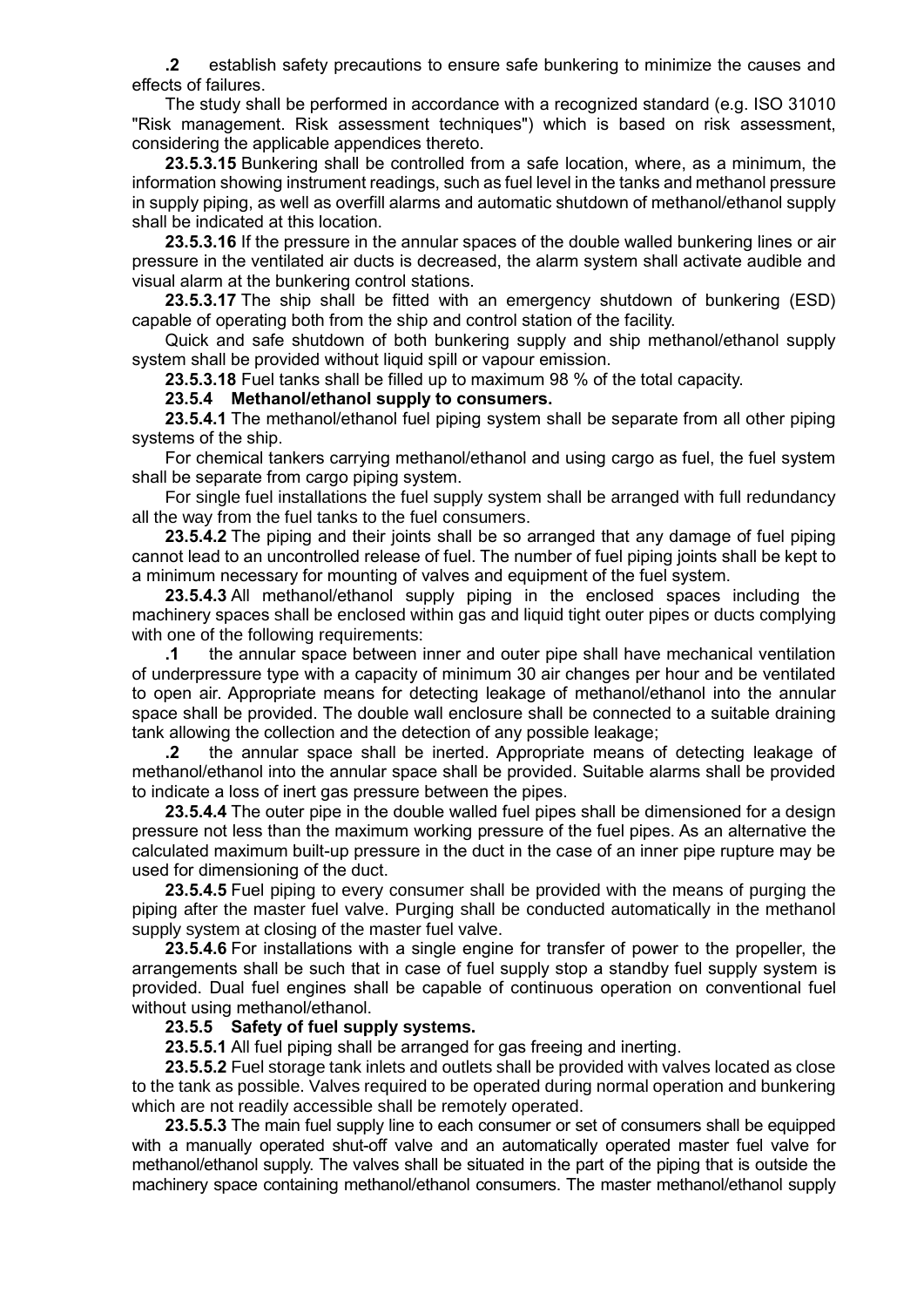**.2** establish safety precautions to ensure safe bunkering to minimize the causes and effects of failures.

The study shall be performed in accordance with a recognized standard (e.g. ISO 31010 "Risk management. Risk assessment techniques") which is based on risk assessment, considering the applicable appendices thereto.

**23.5.3.15** Bunkering shall be controlled from a safe location, where, as a minimum, the information showing instrument readings, such as fuel level in the tanks and methanol pressure in supply piping, as well as overfill alarms and automatic shutdown of methanol/ethanol supply shall be indicated at this location.

**23.5.3.16** If the pressure in the annular spaces of the double walled bunkering lines or air pressure in the ventilated air ducts is decreased, the alarm system shall activate audible and visual alarm at the bunkering control stations.

**23.5.3.17** The ship shall be fitted with an emergency shutdown of bunkering (ESD) capable of operating both from the ship and control station of the facility.

Quick and safe shutdown of both bunkering supply and ship methanol/ethanol supply system shall be provided without liquid spill or vapour emission.

**23.5.3.18** Fuel tanks shall be filled up to maximum 98 % of the total capacity.

### 23.5.4 Methanol/ethanol supply to consumers.

**23.5.4.1** The methanol/ethanol fuel piping system shall be separate from all other piping systems of the ship.

For chemical tankers carrying methanol/ethanol and using cargo as fuel, the fuel system shall be separate from cargo piping system.

For single fuel installations the fuel supply system shall be arranged with full redundancy all the way from the fuel tanks to the fuel consumers.

**23.5.4.2** The piping and their joints shall be so arranged that any damage of fuel piping cannot lead to an uncontrolled release of fuel. The number of fuel piping joints shall be kept to a minimum necessary for mounting of valves and equipment of the fuel system.

**23.5.4.3** All methanol/ethanol supply piping in the enclosed spaces including the machinery spaces shall be enclosed within gas and liquid tight outer pipes or ducts complying with one of the following requirements:

**.1** the annular space between inner and outer pipe shall have mechanical ventilation of underpressure type with a capacity of minimum 30 air changes per hour and be ventilated to open air. Appropriate means for detecting leakage of methanol/ethanol into the annular space shall be provided. The double wall enclosure shall be connected to a suitable draining tank allowing the collection and the detection of any possible leakage;

**.2** the annular space shall be inerted. Appropriate means of detecting leakage of methanol/ethanol into the annular space shall be provided. Suitable alarms shall be provided to indicate a loss of inert gas pressure between the pipes.

**23.5.4.4** The outer pipe in the double walled fuel pipes shall be dimensioned for a design pressure not less than the maximum working pressure of the fuel pipes. As an alternative the calculated maximum built-up pressure in the duct in the case of an inner pipe rupture may be used for dimensioning of the duct.

**23.5.4.5** Fuel piping to every consumer shall be provided with the means of purging the piping after the master fuel valve. Purging shall be conducted automatically in the methanol supply system at closing of the master fuel valve.

**23.5.4.6** For installations with a single engine for transfer of power to the propeller, the arrangements shall be such that in case of fuel supply stop a standby fuel supply system is provided. Dual fuel engines shall be capable of continuous operation on conventional fuel without using methanol/ethanol.

### 23.5.5 Safety of fuel supply systems.

**23.5.5.1** All fuel piping shall be arranged for gas freeing and inerting.

**23.5.5.2** Fuel storage tank inlets and outlets shall be provided with valves located as close to the tank as possible. Valves required to be operated during normal operation and bunkering which are not readily accessible shall be remotely operated.

**23.5.5.3** The main fuel supply line to each consumer or set of consumers shall be equipped with a manually operated shut-off valve and an automatically operated master fuel valve for methanol/ethanol supply. The valves shall be situated in the part of the piping that is outside the machinery space containing methanol/ethanol consumers. The master methanol/ethanol supply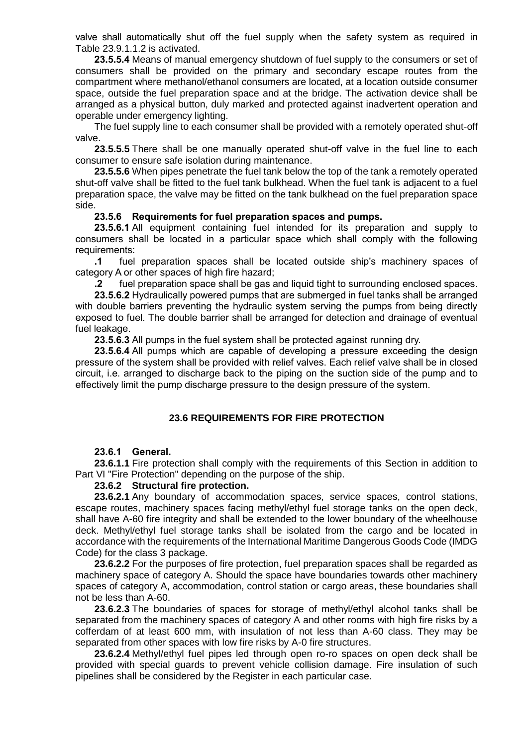valve shall automatically shut off the fuel supply when the safety system as required in Table 23.9.1.1.2 is activated.

**23.5.5.4** Means of manual emergency shutdown of fuel supply to the consumers or set of consumers shall be provided on the primary and secondary escape routes from the compartment where methanol/ethanol consumers are located, at a location outside consumer space, outside the fuel preparation space and at the bridge. The activation device shall be arranged as a physical button, duly marked and protected against inadvertent operation and operable under emergency lighting.

The fuel supply line to each consumer shall be provided with a remotely operated shut-off valve.

**23.5.5.5** There shall be one manually operated shut-off valve in the fuel line to each consumer to ensure safe isolation during maintenance.

**23.5.5.6** When pipes penetrate the fuel tank below the top of the tank a remotely operated shut-off valve shall be fitted to the fuel tank bulkhead. When the fuel tank is adjacent to a fuel preparation space, the valve may be fitted on the tank bulkhead on the fuel preparation space side.

**23.5.6 Requirements for fuel preparation spaces and pumps.**

**23.5.6.1** All equipment containing fuel intended for its preparation and supply to consumers shall be located in a particular space which shall comply with the following requirements:

**.1** fuel preparation spaces shall be located outside ship's machinery spaces of category A or other spaces of high fire hazard;

**.2** fuel preparation space shall be gas and liquid tight to surrounding enclosed spaces.

**23.5.6.2** Hydraulically powered pumps that are submerged in fuel tanks shall be arranged with double barriers preventing the hydraulic system serving the pumps from being directly exposed to fuel. The double barrier shall be arranged for detection and drainage of eventual fuel leakage.

**23.5.6.3** All pumps in the fuel system shall be protected against running dry.

**23.5.6.4** All pumps which are capable of developing a pressure exceeding the design pressure of the system shall be provided with relief valves. Each relief valve shall be in closed circuit, i.e. arranged to discharge back to the piping on the suction side of the pump and to effectively limit the pump discharge pressure to the design pressure of the system.

## 23.6 REQUIREMENTS FOR FIRE PROTECTION

**23.6.1 General.**

**23.6.1.1** Fire protection shall comply with the requirements of this Section in addition to Part VI "Fire Protection" depending on the purpose of the ship.

**23.6.2 Structural fire protection.**

**23.6.2.1** Any boundary of accommodation spaces, service spaces, control stations, escape routes, machinery spaces facing methyl/ethyl fuel storage tanks on the open deck, shall have A-60 fire integrity and shall be extended to the lower boundary of the wheelhouse deck. Methyl/ethyl fuel storage tanks shall be isolated from the cargo and be located in accordance with the requirements of the International Maritime Dangerous Goods Code (IMDG Code) for the class 3 package.

**23.6.2.2** For the purposes of fire protection, fuel preparation spaces shall be regarded as machinery space of category A. Should the space have boundaries towards other machinery spaces of category A, accommodation, control station or cargo areas, these boundaries shall not be less than A-60.

**23.6.2.3** The boundaries of spaces for storage of methyl/ethyl alcohol tanks shall be separated from the machinery spaces of category A and other rooms with high fire risks by a cofferdam of at least 600 mm, with insulation of not less than A-60 class. They may be separated from other spaces with low fire risks by A-0 fire structures.

**23.6.2.4** Methyl/ethyl fuel pipes led through open ro-ro spaces on open deck shall be provided with special guards to prevent vehicle collision damage. Fire insulation of such pipelines shall be considered by the Register in each particular case.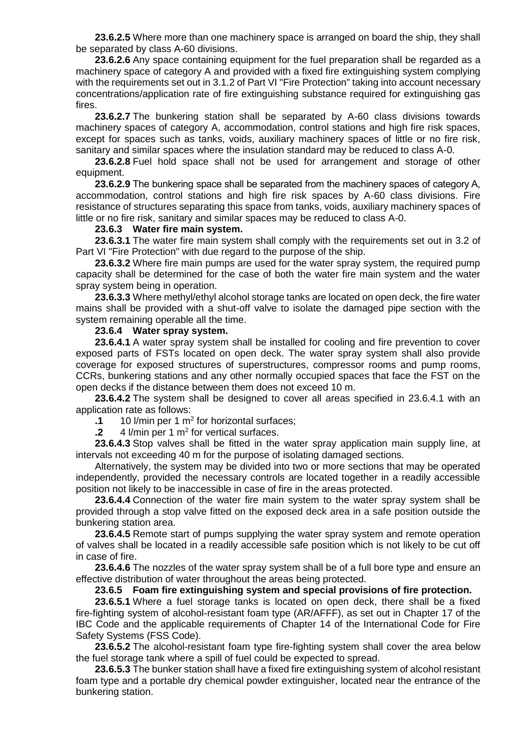**23.6.2.5** Where more than one machinery space is arranged on board the ship, they shall be separated by class A-60 divisions.

**23.6.2.6** Any space containing equipment for the fuel preparation shall be regarded as a machinery space of category A and provided with a fixed fire extinguishing system complying with the requirements set out in 3.1.2 of Part VI "Fire Protection" taking into account necessary concentrations/application rate of fire extinguishing substance required for extinguishing gas fires.

**23.6.2.7** The bunkering station shall be separated by A-60 class divisions towards machinery spaces of category A, accommodation, control stations and high fire risk spaces, except for spaces such as tanks, voids, auxiliary machinery spaces of little or no fire risk, sanitary and similar spaces where the insulation standard may be reduced to class A-0.

**23.6.2.8** Fuel hold space shall not be used for arrangement and storage of other equipment.

**23.6.2.9** The bunkering space shall be separated from the machinery spaces of category A, accommodation, control stations and high fire risk spaces by A-60 class divisions. Fire resistance of structures separating this space from tanks, voids, auxiliary machinery spaces of little or no fire risk, sanitary and similar spaces may be reduced to class A-0.

**23.6.3 Water fire main system.**

**23.6.3.1** The water fire main system shall comply with the requirements set out in 3.2 of Part VI "Fire Protection" with due regard to the purpose of the ship.

**23.6.3.2** Where fire main pumps are used for the water spray system, the required pump capacity shall be determined for the case of both the water fire main system and the water spray system being in operation.

**23.6.3.3** Where methyl/ethyl alcohol storage tanks are located on open deck, the fire water mains shall be provided with a shut-off valve to isolate the damaged pipe section with the system remaining operable all the time.

**23.6.4 Water spray system.**

**23.6.4.1** A water spray system shall be installed for cooling and fire prevention to cover exposed parts of FSTs located on open deck. The water spray system shall also provide coverage for exposed structures of superstructures, compressor rooms and pump rooms, CCRs, bunkering stations and any other normally occupied spaces that face the FST on the open decks if the distance between them does not exceed 10 m.

**23.6.4.2** The system shall be designed to cover all areas specified in 23.6.4.1 with an application rate as follows:

**.1** 10 l/min per 1 $m^2$ for horizontal surfaces;

**.2** 4 l/min per 1 $m^2$ for vertical surfaces.

**23.6.4.3** Stop valves shall be fitted in the water spray application main supply line, at intervals not exceeding 40 m for the purpose of isolating damaged sections.

Alternatively, the system may be divided into two or more sections that may be operated independently, provided the necessary controls are located together in a readily accessible position not likely to be inaccessible in case of fire in the areas protected.

**23.6.4.4** Connection of the water fire main system to the water spray system shall be provided through a stop valve fitted on the exposed deck area in a safe position outside the bunkering station area.

**23.6.4.5** Remote start of pumps supplying the water spray system and remote operation of valves shall be located in a readily accessible safe position which is not likely to be cut off in case of fire.

**23.6.4.6** The nozzles of the water spray system shall be of a full bore type and ensure an effective distribution of water throughout the areas being protected.

**23.6.5 Foam fire extinguishing system and special provisions of fire protection.**

**23.6.5.1** Where a fuel storage tanks is located on open deck, there shall be a fixed fire-fighting system of alcohol-resistant foam type (AR/AFFF), as set out in Chapter 17 of the IBC Code and the applicable requirements of Chapter 14 of the International Code for Fire Safety Systems (FSS Code).

**23.6.5.2** The alcohol-resistant foam type fire-fighting system shall cover the area below the fuel storage tank where a spill of fuel could be expected to spread.

**23.6.5.3** The bunker station shall have a fixed fire extinguishing system of alcohol resistant foam type and a portable dry chemical powder extinguisher, located near the entrance of the bunkering station.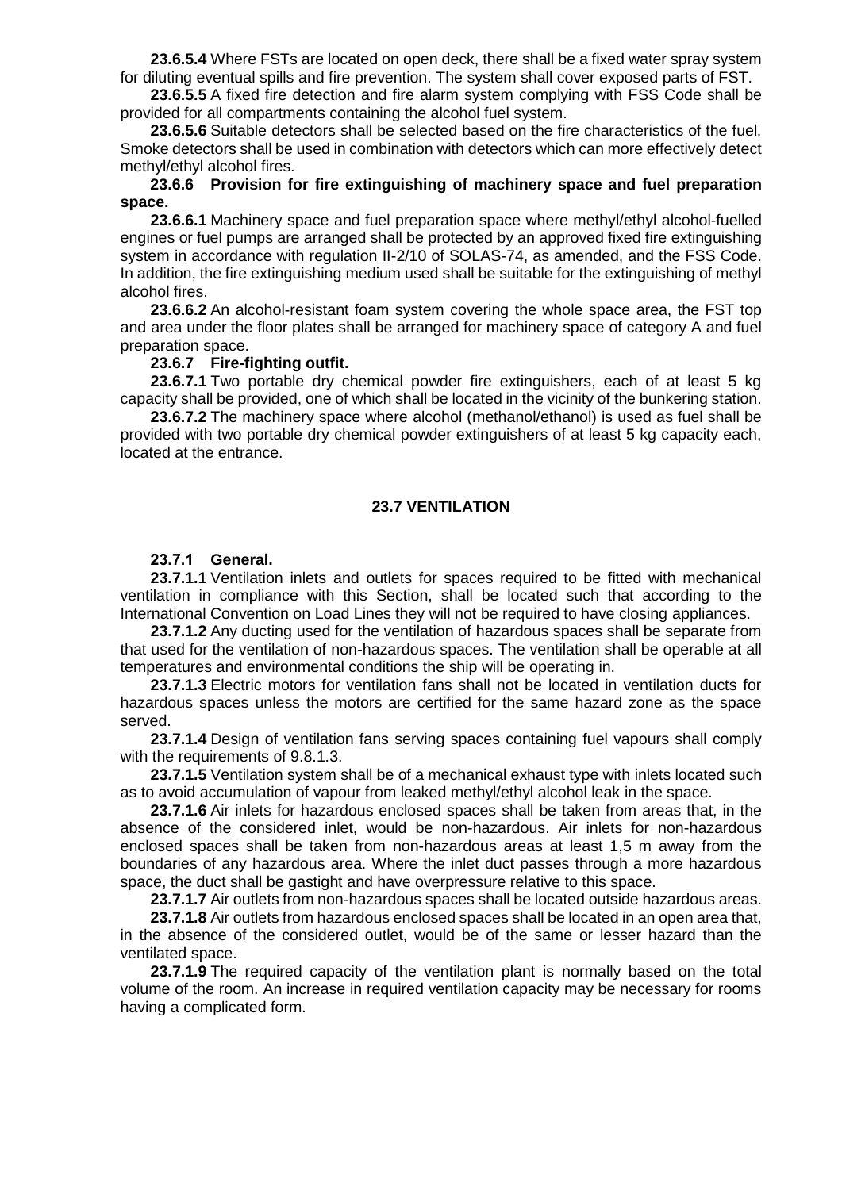**23.6.5.4** Where FSTs are located on open deck, there shall be a fixed water spray system for diluting eventual spills and fire prevention. The system shall cover exposed parts of FST.

**23.6.5.5** A fixed fire detection and fire alarm system complying with FSS Code shall be provided for all compartments containing the alcohol fuel system.

**23.6.5.6** Suitable detectors shall be selected based on the fire characteristics of the fuel. Smoke detectors shall be used in combination with detectors which can more effectively detect methyl/ethyl alcohol fires.

**23.6.6 Provision for fire extinguishing of machinery space and fuel preparation space.**

**23.6.6.1** Machinery space and fuel preparation space where methyl/ethyl alcohol-fuelled engines or fuel pumps are arranged shall be protected by an approved fixed fire extinguishing system in accordance with regulation II-2/10 of SOLAS-74, as amended, and the FSS Code. In addition, the fire extinguishing medium used shall be suitable for the extinguishing of methyl alcohol fires.

**23.6.6.2** An alcohol-resistant foam system covering the whole space area, the FST top and area under the floor plates shall be arranged for machinery space of category A and fuel preparation space.

**23.6.7 Fire-fighting outfit.**

**23.6.7.1** Two portable dry chemical powder fire extinguishers, each of at least 5 kg capacity shall be provided, one of which shall be located in the vicinity of the bunkering station.

**23.6.7.2** The machinery space where alcohol (methanol/ethanol) is used as fuel shall be provided with two portable dry chemical powder extinguishers of at least 5 kg capacity each, located at the entrance.

## 23.7 VENTILATION

**23.7.1 General.**

**23.7.1.1** Ventilation inlets and outlets for spaces required to be fitted with mechanical ventilation in compliance with this Section, shall be located such that according to the International Convention on Load Lines they will not be required to have closing appliances.

**23.7.1.2** Any ducting used for the ventilation of hazardous spaces shall be separate from that used for the ventilation of non-hazardous spaces. The ventilation shall be operable at all temperatures and environmental conditions the ship will be operating in.

**23.7.1.3** Electric motors for ventilation fans shall not be located in ventilation ducts for hazardous spaces unless the motors are certified for the same hazard zone as the space served.

**23.7.1.4** Design of ventilation fans serving spaces containing fuel vapours shall comply with the requirements of 9.8.1.3.

**23.7.1.5** Ventilation system shall be of a mechanical exhaust type with inlets located such as to avoid accumulation of vapour from leaked methyl/ethyl alcohol leak in the space.

**23.7.1.6** Air inlets for hazardous enclosed spaces shall be taken from areas that, in the absence of the considered inlet, would be non-hazardous. Air inlets for non-hazardous enclosed spaces shall be taken from non-hazardous areas at least 1,5 m away from the boundaries of any hazardous area. Where the inlet duct passes through a more hazardous space, the duct shall be gastight and have overpressure relative to this space.

**23.7.1.7** Air outlets from non-hazardous spaces shall be located outside hazardous areas.

**23.7.1.8** Air outlets from hazardous enclosed spaces shall be located in an open area that, in the absence of the considered outlet, would be of the same or lesser hazard than the ventilated space.

**23.7.1.9** The required capacity of the ventilation plant is normally based on the total volume of the room. An increase in required ventilation capacity may be necessary for rooms having a complicated form.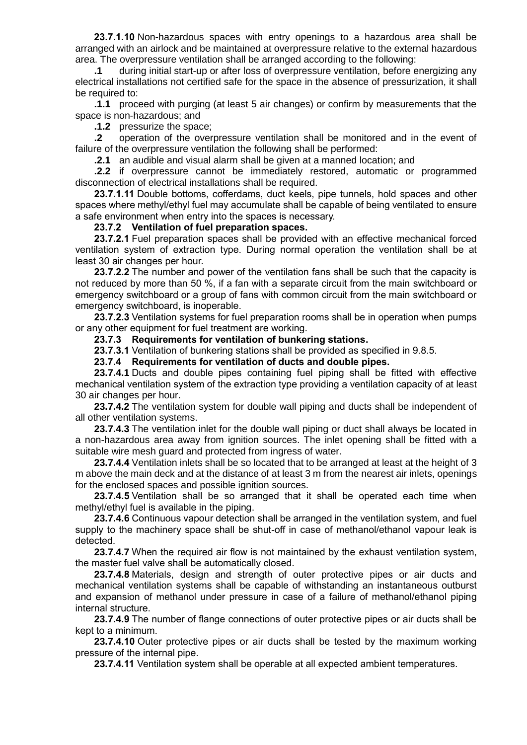**23.7.1.10** Non-hazardous spaces with entry openings to a hazardous area shall be arranged with an airlock and be maintained at overpressure relative to the external hazardous area. The overpressure ventilation shall be arranged according to the following:

**.1** during initial start-up or after loss of overpressure ventilation, before energizing any electrical installations not certified safe for the space in the absence of pressurization, it shall be required to:

**.1.1** proceed with purging (at least 5 air changes) or confirm by measurements that the space is non-hazardous; and

**.1.2** pressurize the space;

**.2** operation of the overpressure ventilation shall be monitored and in the event of failure of the overpressure ventilation the following shall be performed:

**.2.1** an audible and visual alarm shall be given at a manned location; and

**.2.2** if overpressure cannot be immediately restored, automatic or programmed disconnection of electrical installations shall be required.

**23.7.1.11** Double bottoms, cofferdams, duct keels, pipe tunnels, hold spaces and other spaces where methyl/ethyl fuel may accumulate shall be capable of being ventilated to ensure a safe environment when entry into the spaces is necessary.

**23.7.2 Ventilation of fuel preparation spaces.**

**23.7.2.1** Fuel preparation spaces shall be provided with an effective mechanical forced ventilation system of extraction type. During normal operation the ventilation shall be at least 30 air changes per hour.

**23.7.2.2** The number and power of the ventilation fans shall be such that the capacity is not reduced by more than 50 %, if a fan with a separate circuit from the main switchboard or emergency switchboard or a group of fans with common circuit from the main switchboard or emergency switchboard, is inoperable.

**23.7.2.3** Ventilation systems for fuel preparation rooms shall be in operation when pumps or any other equipment for fuel treatment are working.

**23.7.3 Requirements for ventilation of bunkering stations.**

**23.7.3.1** Ventilation of bunkering stations shall be provided as specified in 9.8.5.

**23.7.4 Requirements for ventilation of ducts and double pipes.**

**23.7.4.1** Ducts and double pipes containing fuel piping shall be fitted with effective mechanical ventilation system of the extraction type providing a ventilation capacity of at least 30 air changes per hour.

**23.7.4.2** The ventilation system for double wall piping and ducts shall be independent of all other ventilation systems.

**23.7.4.3** The ventilation inlet for the double wall piping or duct shall always be located in a non-hazardous area away from ignition sources. The inlet opening shall be fitted with a suitable wire mesh guard and protected from ingress of water.

**23.7.4.4** Ventilation inlets shall be so located that to be arranged at least at the height of 3 m above the main deck and at the distance of at least 3 m from the nearest air inlets, openings for the enclosed spaces and possible ignition sources.

**23.7.4.5** Ventilation shall be so arranged that it shall be operated each time when methyl/ethyl fuel is available in the piping.

**23.7.4.6** Continuous vapour detection shall be arranged in the ventilation system, and fuel supply to the machinery space shall be shut-off in case of methanol/ethanol vapour leak is detected.

**23.7.4.7** When the required air flow is not maintained by the exhaust ventilation system, the master fuel valve shall be automatically closed.

**23.7.4.8** Materials, design and strength of outer protective pipes or air ducts and mechanical ventilation systems shall be capable of withstanding an instantaneous outburst and expansion of methanol under pressure in case of a failure of methanol/ethanol piping internal structure.

**23.7.4.9** The number of flange connections of outer protective pipes or air ducts shall be kept to a minimum.

**23.7.4.10** Outer protective pipes or air ducts shall be tested by the maximum working pressure of the internal pipe.

**23.7.4.11** Ventilation system shall be operable at all expected ambient temperatures.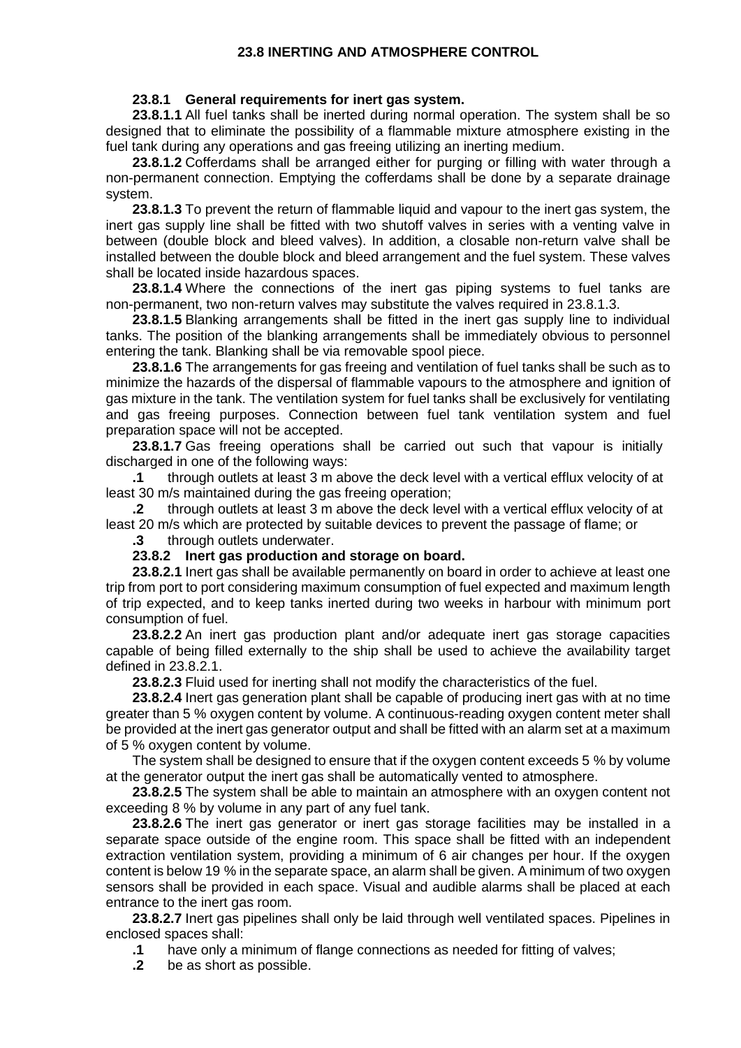## 23.8 INERTING AND ATMOSPHERE CONTROL

**23.8.1 General requirements for inert gas system.**

**23.8.1.1** All fuel tanks shall be inerted during normal operation. The system shall be so designed that to eliminate the possibility of a flammable mixture atmosphere existing in the fuel tank during any operations and gas freeing utilizing an inerting medium.

**23.8.1.2** Cofferdams shall be arranged either for purging or filling with water through a non-permanent connection. Emptying the cofferdams shall be done by a separate drainage system.

**23.8.1.3** To prevent the return of flammable liquid and vapour to the inert gas system, the inert gas supply line shall be fitted with two shutoff valves in series with a venting valve in between (double block and bleed valves). In addition, a closable non-return valve shall be installed between the double block and bleed arrangement and the fuel system. These valves shall be located inside hazardous spaces.

**23.8.1.4** Where the connections of the inert gas piping systems to fuel tanks are non-permanent, two non-return valves may substitute the valves required in 23.8.1.3.

**23.8.1.5** Blanking arrangements shall be fitted in the inert gas supply line to individual tanks. The position of the blanking arrangements shall be immediately obvious to personnel entering the tank. Blanking shall be via removable spool piece.

**23.8.1.6** The arrangements for gas freeing and ventilation of fuel tanks shall be such as to minimize the hazards of the dispersal of flammable vapours to the atmosphere and ignition of gas mixture in the tank. The ventilation system for fuel tanks shall be exclusively for ventilating and gas freeing purposes. Connection between fuel tank ventilation system and fuel preparation space will not be accepted.

**23.8.1.7** Gas freeing operations shall be carried out such that vapour is initially discharged in one of the following ways:

**.1** through outlets at least 3 m above the deck level with a vertical efflux velocity of at least 30 m/s maintained during the gas freeing operation;

**.2** through outlets at least 3 m above the deck level with a vertical efflux velocity of at least 20 m/s which are protected by suitable devices to prevent the passage of flame; or

**.3** through outlets underwater.

**23.8.2 Inert gas production and storage on board.**

**23.8.2.1** Inert gas shall be available permanently on board in order to achieve at least one trip from port to port considering maximum consumption of fuel expected and maximum length of trip expected, and to keep tanks inerted during two weeks in harbour with minimum port consumption of fuel.

**23.8.2.2** An inert gas production plant and/or adequate inert gas storage capacities capable of being filled externally to the ship shall be used to achieve the availability target defined in 23.8.2.1.

**23.8.2.3** Fluid used for inerting shall not modify the characteristics of the fuel.

**23.8.2.4** Inert gas generation plant shall be capable of producing inert gas with at no time greater than 5 % oxygen content by volume. A continuous-reading oxygen content meter shall be provided at the inert gas generator output and shall be fitted with an alarm set at a maximum of 5 % oxygen content by volume.

The system shall be designed to ensure that if the oxygen content exceeds 5 % by volume at the generator output the inert gas shall be automatically vented to atmosphere.

**23.8.2.5** The system shall be able to maintain an atmosphere with an oxygen content not exceeding 8 % by volume in any part of any fuel tank.

**23.8.2.6** The inert gas generator or inert gas storage facilities may be installed in a separate space outside of the engine room. This space shall be fitted with an independent extraction ventilation system, providing a minimum of 6 air changes per hour. If the oxygen content is below 19 % in the separate space, an alarm shall be given. A minimum of two oxygen sensors shall be provided in each space. Visual and audible alarms shall be placed at each entrance to the inert gas room.

**23.8.2.7** Inert gas pipelines shall only be laid through well ventilated spaces. Pipelines in enclosed spaces shall:

**.1** have only a minimum of flange connections as needed for fitting of valves;

**.2** be as short as possible.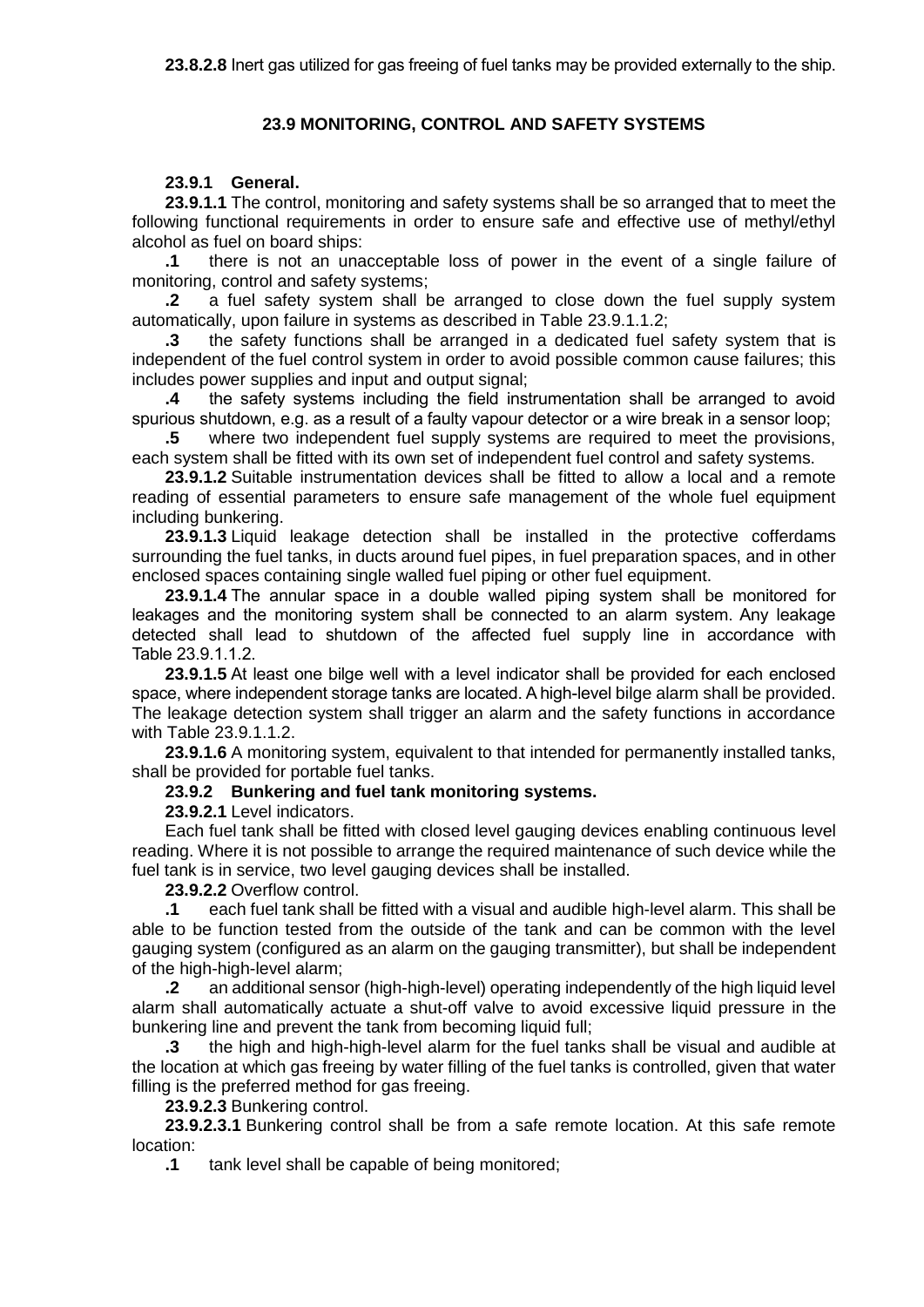**23.8.2.8** Inert gas utilized for gas freeing of fuel tanks may be provided externally to the ship.

## 23.9 MONITORING, CONTROL AND SAFETY SYSTEMS

### 23.9.1 General.

**23.9.1.1** The control, monitoring and safety systems shall be so arranged that to meet the following functional requirements in order to ensure safe and effective use of methyl/ethyl alcohol as fuel on board ships:

**.1** there is not an unacceptable loss of power in the event of a single failure of monitoring, control and safety systems;

**.2** a fuel safety system shall be arranged to close down the fuel supply system automatically, upon failure in systems as described in Table 23.9.1.1.2;

**.3** the safety functions shall be arranged in a dedicated fuel safety system that is independent of the fuel control system in order to avoid possible common cause failures; this includes power supplies and input and output signal;

**.4** the safety systems including the field instrumentation shall be arranged to avoid spurious shutdown, e.g. as a result of a faulty vapour detector or a wire break in a sensor loop;

**.5** where two independent fuel supply systems are required to meet the provisions, each system shall be fitted with its own set of independent fuel control and safety systems.

**23.9.1.2** Suitable instrumentation devices shall be fitted to allow a local and a remote reading of essential parameters to ensure safe management of the whole fuel equipment including bunkering.

**23.9.1.3** Liquid leakage detection shall be installed in the protective cofferdams surrounding the fuel tanks, in ducts around fuel pipes, in fuel preparation spaces, and in other enclosed spaces containing single walled fuel piping or other fuel equipment.

**23.9.1.4** The annular space in a double walled piping system shall be monitored for leakages and the monitoring system shall be connected to an alarm system. Any leakage detected shall lead to shutdown of the affected fuel supply line in accordance with Table 23.9.1.1.2.

**23.9.1.5** At least one bilge well with a level indicator shall be provided for each enclosed space, where independent storage tanks are located. A high-level bilge alarm shall be provided. The leakage detection system shall trigger an alarm and the safety functions in accordance with Table 23.9.1.1.2.

**23.9.1.6** A monitoring system, equivalent to that intended for permanently installed tanks, shall be provided for portable fuel tanks.

### 23.9.2 Bunkering and fuel tank monitoring systems.

**23.9.2.1** Level indicators.

Each fuel tank shall be fitted with closed level gauging devices enabling continuous level reading. Where it is not possible to arrange the required maintenance of such device while the fuel tank is in service, two level gauging devices shall be installed.

**23.9.2.2** Overflow control.

**.1** each fuel tank shall be fitted with a visual and audible high-level alarm. This shall be able to be function tested from the outside of the tank and can be common with the level gauging system (configured as an alarm on the gauging transmitter), but shall be independent of the high-high-level alarm;

**.2** an additional sensor (high-high-level) operating independently of the high liquid level alarm shall automatically actuate a shut-off valve to avoid excessive liquid pressure in the bunkering line and prevent the tank from becoming liquid full;

**.3** the high and high-high-level alarm for the fuel tanks shall be visual and audible at the location at which gas freeing by water filling of the fuel tanks is controlled, given that water filling is the preferred method for gas freeing.

**23.9.2.3** Bunkering control.

**23.9.2.3.1** Bunkering control shall be from a safe remote location. At this safe remote location:

**.1** tank level shall be capable of being monitored;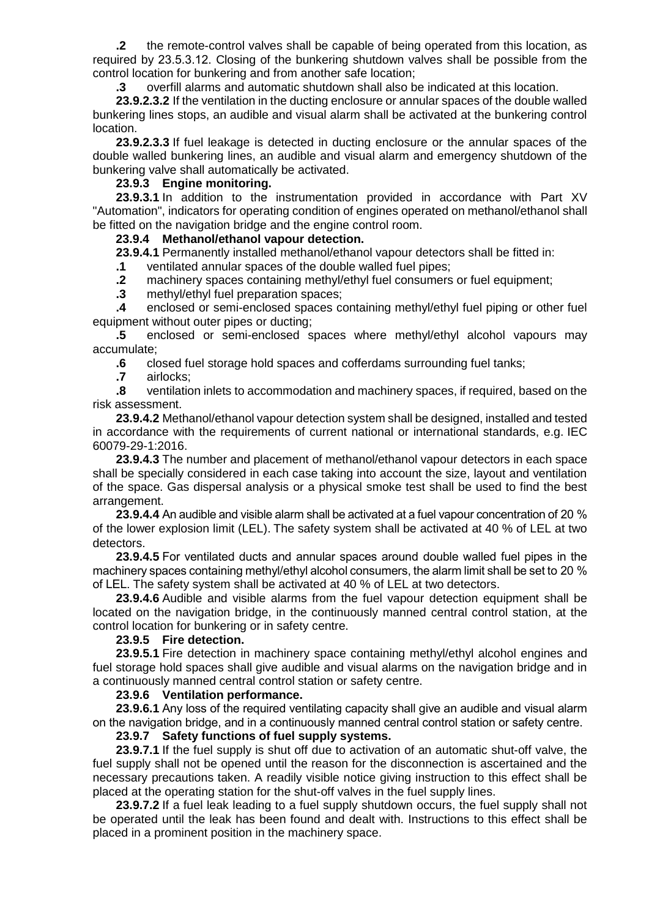**.2** the remote-control valves shall be capable of being operated from this location, as required by 23.5.3.12. Closing of the bunkering shutdown valves shall be possible from the control location for bunkering and from another safe location;

**.3** overfill alarms and automatic shutdown shall also be indicated at this location.

**23.9.2.3.2** If the ventilation in the ducting enclosure or annular spaces of the double walled bunkering lines stops, an audible and visual alarm shall be activated at the bunkering control location.

**23.9.2.3.3** If fuel leakage is detected in ducting enclosure or the annular spaces of the double walled bunkering lines, an audible and visual alarm and emergency shutdown of the bunkering valve shall automatically be activated.

### 23.9.3 Engine monitoring.

**23.9.3.1** In addition to the instrumentation provided in accordance with Part XV "Automation", indicators for operating condition of engines operated on methanol/ethanol shall be fitted on the navigation bridge and the engine control room.

### 23.9.4 Methanol/ethanol vapour detection.

**23.9.4.1** Permanently installed methanol/ethanol vapour detectors shall be fitted in:

**.1** ventilated annular spaces of the double walled fuel pipes;

**.2** machinery spaces containing methyl/ethyl fuel consumers or fuel equipment;

**.3** methyl/ethyl fuel preparation spaces;

**.4** enclosed or semi-enclosed spaces containing methyl/ethyl fuel piping or other fuel equipment without outer pipes or ducting;

**.5** enclosed or semi-enclosed spaces where methyl/ethyl alcohol vapours may accumulate;

**.6** closed fuel storage hold spaces and cofferdams surrounding fuel tanks;

**.7** airlocks;

**.8** ventilation inlets to accommodation and machinery spaces, if required, based on the risk assessment.

**23.9.4.2** Methanol/ethanol vapour detection system shall be designed, installed and tested in accordance with the requirements of current national or international standards, e.g. IEC 60079-29-1:2016.

**23.9.4.3** The number and placement of methanol/ethanol vapour detectors in each space shall be specially considered in each case taking into account the size, layout and ventilation of the space. Gas dispersal analysis or a physical smoke test shall be used to find the best arrangement.

**23.9.4.4** An audible and visible alarm shall be activated at a fuel vapour concentration of 20 % of the lower explosion limit (LEL). The safety system shall be activated at 40 % of LEL at two detectors.

**23.9.4.5** For ventilated ducts and annular spaces around double walled fuel pipes in the machinery spaces containing methyl/ethyl alcohol consumers, the alarm limit shall be set to 20 % of LEL. The safety system shall be activated at 40 % of LEL at two detectors.

**23.9.4.6** Audible and visible alarms from the fuel vapour detection equipment shall be located on the navigation bridge, in the continuously manned central control station, at the control location for bunkering or in safety centre.

### 23.9.5 Fire detection.

**23.9.5.1** Fire detection in machinery space containing methyl/ethyl alcohol engines and fuel storage hold spaces shall give audible and visual alarms on the navigation bridge and in a continuously manned central control station or safety centre.

### 23.9.6 Ventilation performance.

**23.9.6.1** Any loss of the required ventilating capacity shall give an audible and visual alarm on the navigation bridge, and in a continuously manned central control station or safety centre.

### 23.9.7 Safety functions of fuel supply systems.

**23.9.7.1** If the fuel supply is shut off due to activation of an automatic shut-off valve, the fuel supply shall not be opened until the reason for the disconnection is ascertained and the necessary precautions taken. A readily visible notice giving instruction to this effect shall be placed at the operating station for the shut-off valves in the fuel supply lines.

**23.9.7.2** If a fuel leak leading to a fuel supply shutdown occurs, the fuel supply shall not be operated until the leak has been found and dealt with. Instructions to this effect shall be placed in a prominent position in the machinery space.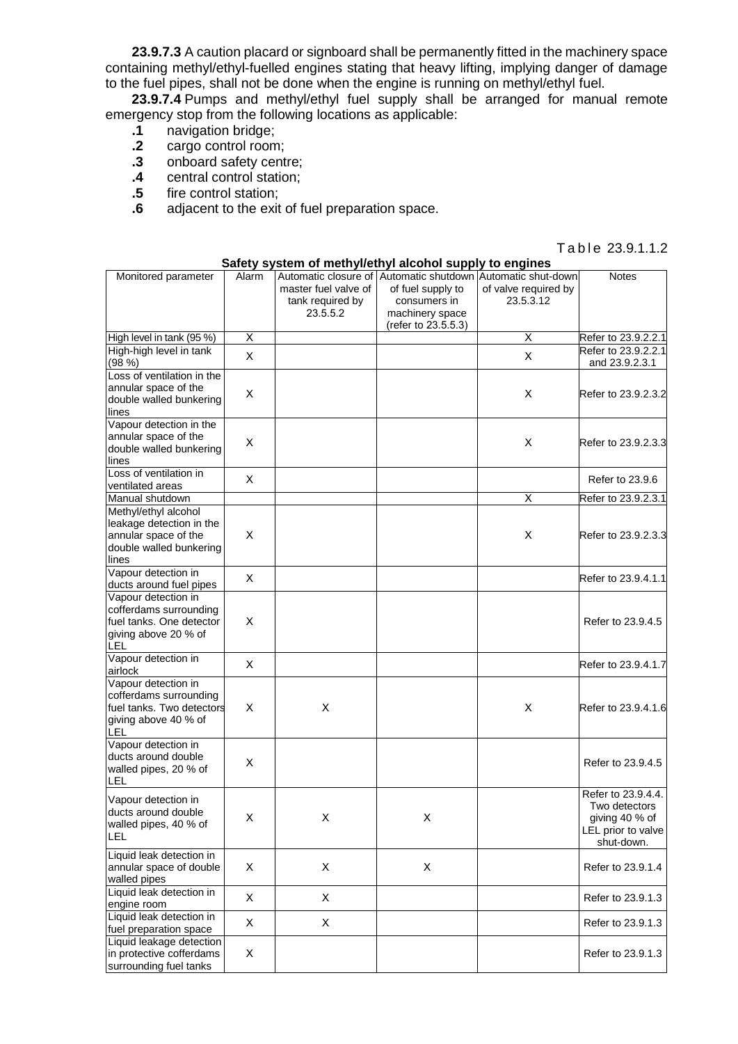**23.9.7.3** A caution placard or signboard shall be permanently fitted in the machinery space containing methyl/ethyl-fuelled engines stating that heavy lifting, implying danger of damage to the fuel pipes, shall not be done when the engine is running on methyl/ethyl fuel.

**23.9.7.4** Pumps and methyl/ethyl fuel supply shall be arranged for manual remote emergency stop from the following locations as applicable:

**.1** navigation bridge;
**.2** cargo control room;
**.3** onboard safety centre;
**.4** central control station;
**.5** fire control station;
**.6** adjacent to the exit of fuel preparation space.

Table 23.9.1.1.2

**Safety system of methyl/ethyl alcohol supply to engines**

| Monitored parameter | Alarm | Automatic closure of master fuel valve of tank required by 23.5.5.2 | Automatic shutdown of fuel supply to consumers in machinery space (refer to 23.5.5.3) | Automatic shut-down of valve required by 23.5.3.12 | Notes |
|---|---|---|---|---|---|
| High level in tank (95 %) | X | | | X | Refer to 23.9.2.2.1 |
| High-high level in tank (98 %) | X | | | X | Refer to 23.9.2.2.1 and 23.9.2.3.1 |
| Loss of ventilation in the annular space of the double walled bunkering lines | X | | | X | Refer to 23.9.2.3.2 |
| Vapour detection in the annular space of the double walled bunkering lines | X | | | X | Refer to 23.9.2.3.3 |
| Loss of ventilation in ventilated areas | X | | | | Refer to 23.9.6 |
| Manual shutdown | | | | X | Refer to 23.9.2.3.1 |
| Methyl/ethyl alcohol leakage detection in the annular space of the double walled bunkering lines | X | | | X | Refer to 23.9.2.3.3 |
| Vapour detection in ducts around fuel pipes | X | | | | Refer to 23.9.4.1.1 |
| Vapour detection in cofferdams surrounding fuel tanks. One detector giving above 20 % of LEL | X | | | | Refer to 23.9.4.5 |
| Vapour detection in airlock | X | | | | Refer to 23.9.4.1.7 |
| Vapour detection in cofferdams surrounding fuel tanks. Two detectors giving above 40 % of LEL | X | X | | X | Refer to 23.9.4.1.6 |
| Vapour detection in ducts around double walled pipes, 20 % of LEL | X | | | | Refer to 23.9.4.5 |
| Vapour detection in ducts around double walled pipes, 40 % of LEL | X | X | X | | Refer to 23.9.4.4. Two detectors giving 40 % of LEL prior to valve shut-down. |
| Liquid leak detection in annular space of double walled pipes | X | X | X | | Refer to 23.9.1.4 |
| Liquid leak detection in engine room | X | X | | | Refer to 23.9.1.3 |
| Liquid leak detection in fuel preparation space | X | X | | | Refer to 23.9.1.3 |
| Liquid leakage detection in protective cofferdams surrounding fuel tanks | X | | | | Refer to 23.9.1.3 |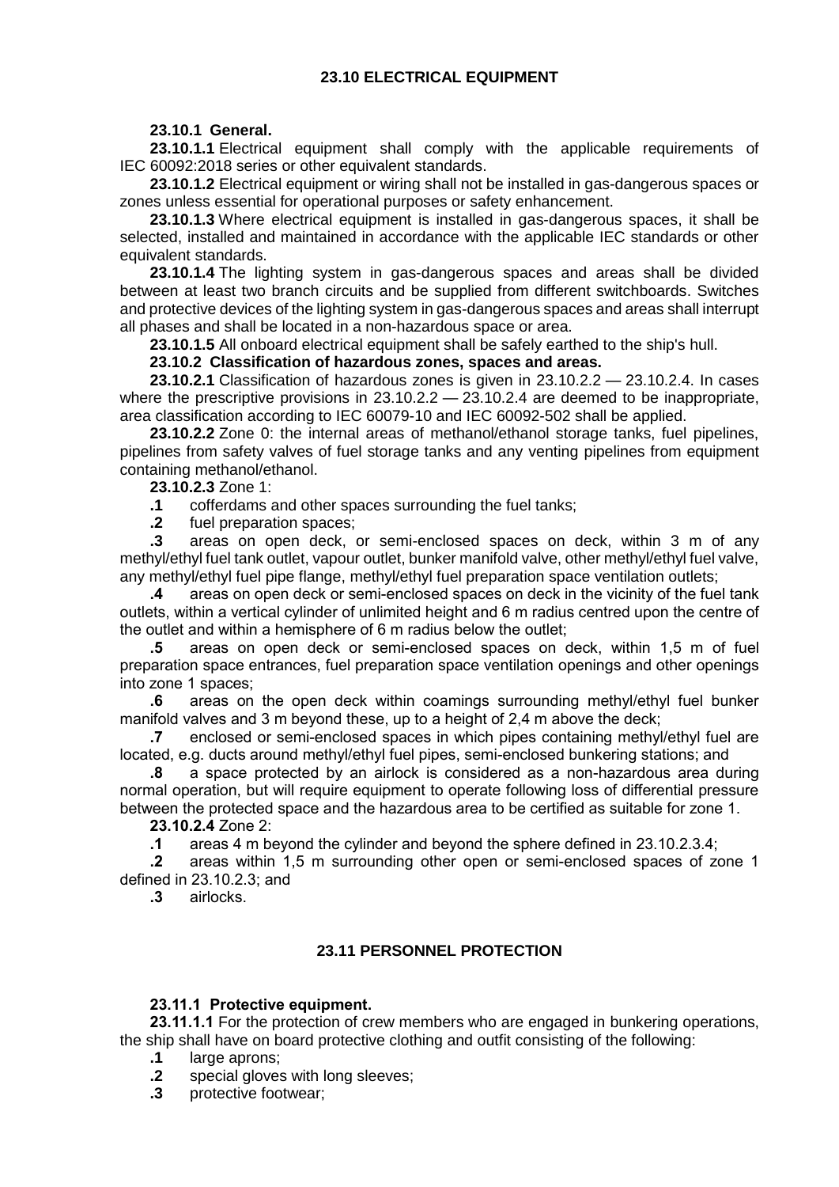## 23.10 ELECTRICAL EQUIPMENT

**23.10.1 General.**

**23.10.1.1** Electrical equipment shall comply with the applicable requirements of IEC 60092:2018 series or other equivalent standards.

**23.10.1.2** Electrical equipment or wiring shall not be installed in gas-dangerous spaces or zones unless essential for operational purposes or safety enhancement.

**23.10.1.3** Where electrical equipment is installed in gas-dangerous spaces, it shall be selected, installed and maintained in accordance with the applicable IEC standards or other equivalent standards.

**23.10.1.4** The lighting system in gas-dangerous spaces and areas shall be divided between at least two branch circuits and be supplied from different switchboards. Switches and protective devices of the lighting system in gas-dangerous spaces and areas shall interrupt all phases and shall be located in a non-hazardous space or area.

**23.10.1.5** All onboard electrical equipment shall be safely earthed to the ship's hull.

**23.10.2 Classification of hazardous zones, spaces and areas.**

**23.10.2.1** Classification of hazardous zones is given in 23.10.2.2 — 23.10.2.4. In cases where the prescriptive provisions in 23.10.2.2 — 23.10.2.4 are deemed to be inappropriate, area classification according to IEC 60079-10 and IEC 60092-502 shall be applied.

**23.10.2.2** Zone 0: the internal areas of methanol/ethanol storage tanks, fuel pipelines, pipelines from safety valves of fuel storage tanks and any venting pipelines from equipment containing methanol/ethanol.

**23.10.2.3** Zone 1:

**.1** cofferdams and other spaces surrounding the fuel tanks;

**.2** fuel preparation spaces;

**.3** areas on open deck, or semi-enclosed spaces on deck, within 3 m of any methyl/ethyl fuel tank outlet, vapour outlet, bunker manifold valve, other methyl/ethyl fuel valve, any methyl/ethyl fuel pipe flange, methyl/ethyl fuel preparation space ventilation outlets;

**.4** areas on open deck or semi-enclosed spaces on deck in the vicinity of the fuel tank outlets, within a vertical cylinder of unlimited height and 6 m radius centred upon the centre of the outlet and within a hemisphere of 6 m radius below the outlet;

**.5** areas on open deck or semi-enclosed spaces on deck, within 1,5 m of fuel preparation space entrances, fuel preparation space ventilation openings and other openings into zone 1 spaces;

**.6** areas on the open deck within coamings surrounding methyl/ethyl fuel bunker manifold valves and 3 m beyond these, up to a height of 2,4 m above the deck;

**.7** enclosed or semi-enclosed spaces in which pipes containing methyl/ethyl fuel are located, e.g. ducts around methyl/ethyl fuel pipes, semi-enclosed bunkering stations; and

**.8** a space protected by an airlock is considered as a non-hazardous area during normal operation, but will require equipment to operate following loss of differential pressure between the protected space and the hazardous area to be certified as suitable for zone 1.

**23.10.2.4** Zone 2:

**.1** areas 4 m beyond the cylinder and beyond the sphere defined in 23.10.2.3.4;

**.2** areas within 1,5 m surrounding other open or semi-enclosed spaces of zone 1 defined in 23.10.2.3; and

**.3** airlocks.

## 23.11 PERSONNEL PROTECTION

**23.11.1 Protective equipment.**

**23.11.1.1** For the protection of crew members who are engaged in bunkering operations, the ship shall have on board protective clothing and outfit consisting of the following:

**.1** large aprons;

**.2** special gloves with long sleeves;

**.3** protective footwear;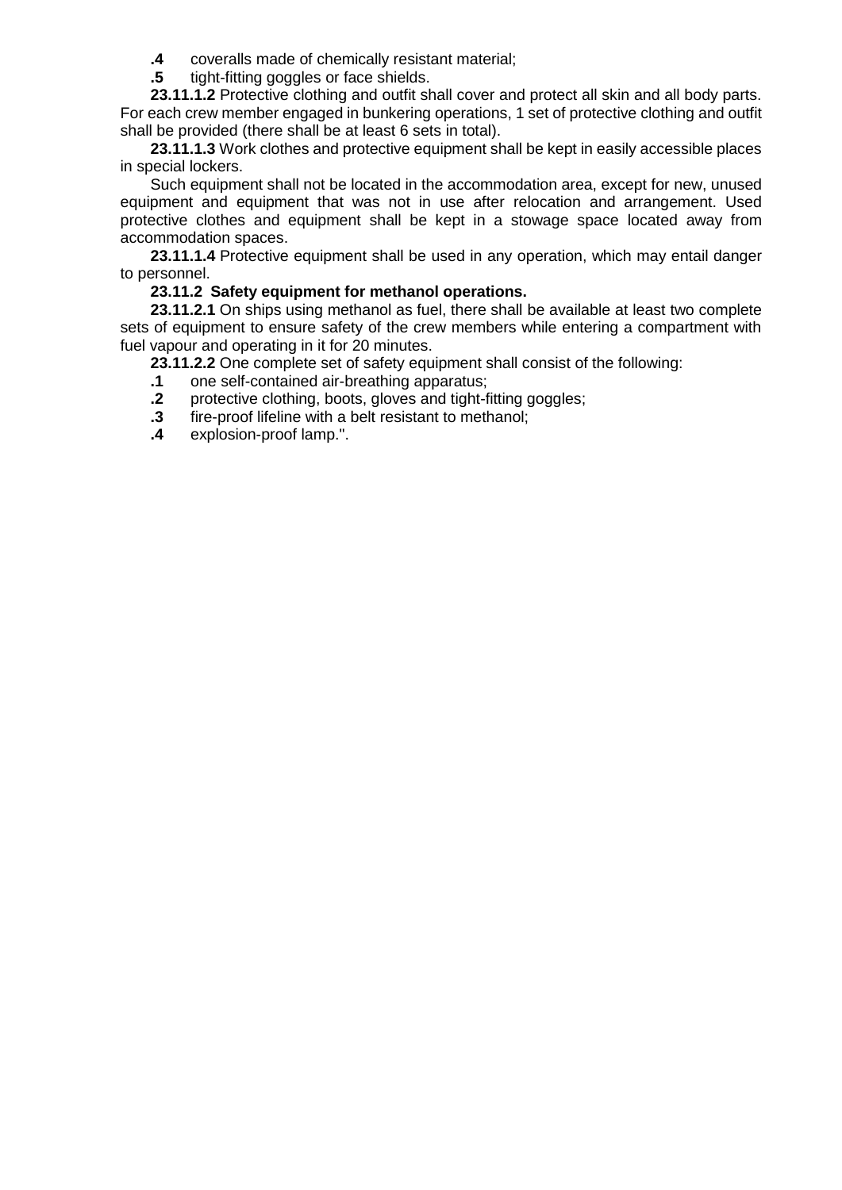**.4** coveralls made of chemically resistant material;

**.5** tight-fitting goggles or face shields.

**23.11.1.2** Protective clothing and outfit shall cover and protect all skin and all body parts. For each crew member engaged in bunkering operations, 1 set of protective clothing and outfit shall be provided (there shall be at least 6 sets in total).

**23.11.1.3** Work clothes and protective equipment shall be kept in easily accessible places in special lockers.

Such equipment shall not be located in the accommodation area, except for new, unused equipment and equipment that was not in use after relocation and arrangement. Used protective clothes and equipment shall be kept in a stowage space located away from accommodation spaces.

**23.11.1.4** Protective equipment shall be used in any operation, which may entail danger to personnel.

**23.11.2 Safety equipment for methanol operations.**

**23.11.2.1** On ships using methanol as fuel, there shall be available at least two complete sets of equipment to ensure safety of the crew members while entering a compartment with fuel vapour and operating in it for 20 minutes.

**23.11.2.2** One complete set of safety equipment shall consist of the following:

**.1** one self-contained air-breathing apparatus;

**.2** protective clothing, boots, gloves and tight-fitting goggles;

**.3** fire-proof lifeline with a belt resistant to methanol;

**.4** explosion-proof lamp.".